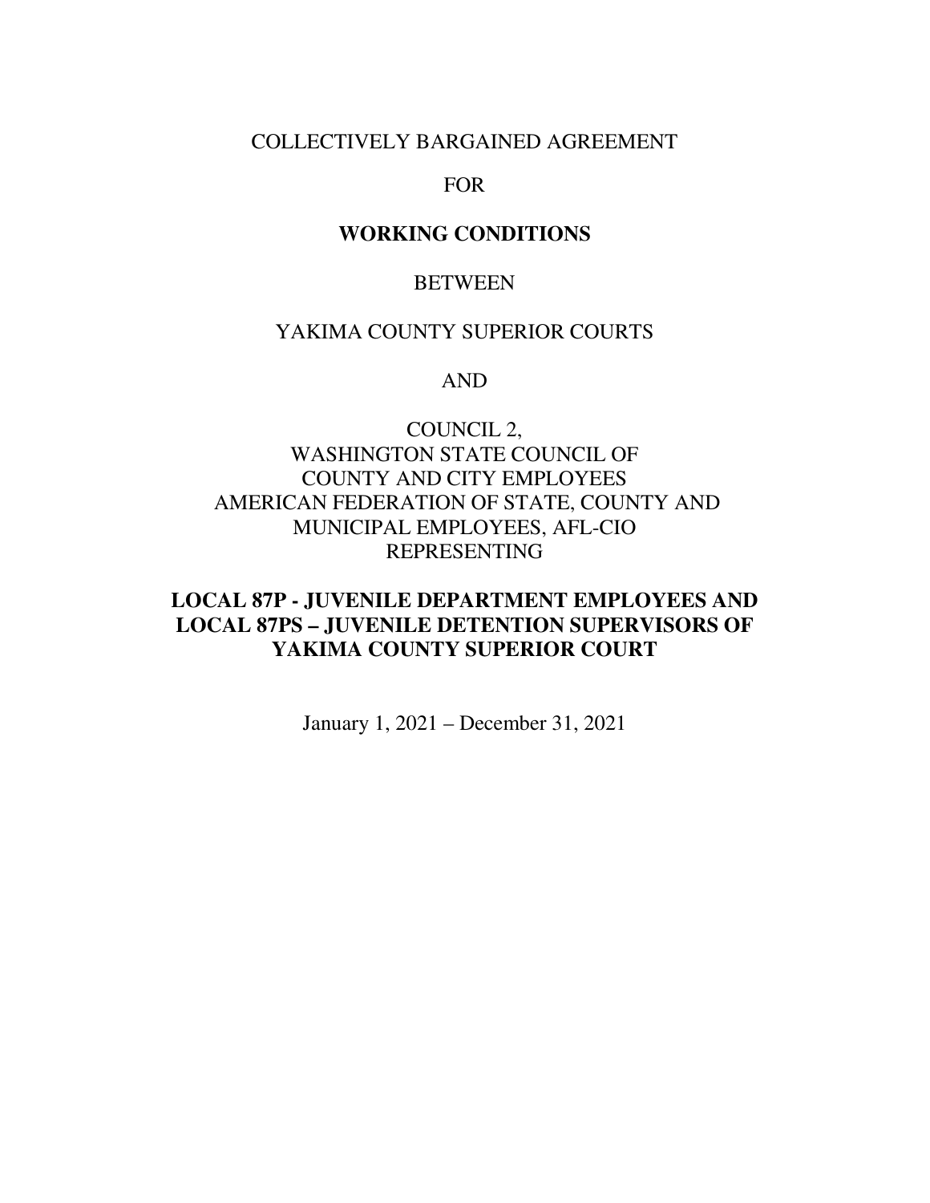COLLECTIVELY BARGAINED AGREEMENT

FOR

**WORKING CONDITIONS**

BETWEEN

YAKIMA COUNTY SUPERIOR COURTS

AND

COUNCIL 2,
WASHINGTON STATE COUNCIL OF
COUNTY AND CITY EMPLOYEES
AMERICAN FEDERATION OF STATE, COUNTY AND
MUNICIPAL EMPLOYEES, AFL-CIO
REPRESENTING

**LOCAL 87P - JUVENILE DEPARTMENT EMPLOYEES AND LOCAL 87PS – JUVENILE DETENTION SUPERVISORS OF YAKIMA COUNTY SUPERIOR COURT**

January 1, 2021 – December 31, 2021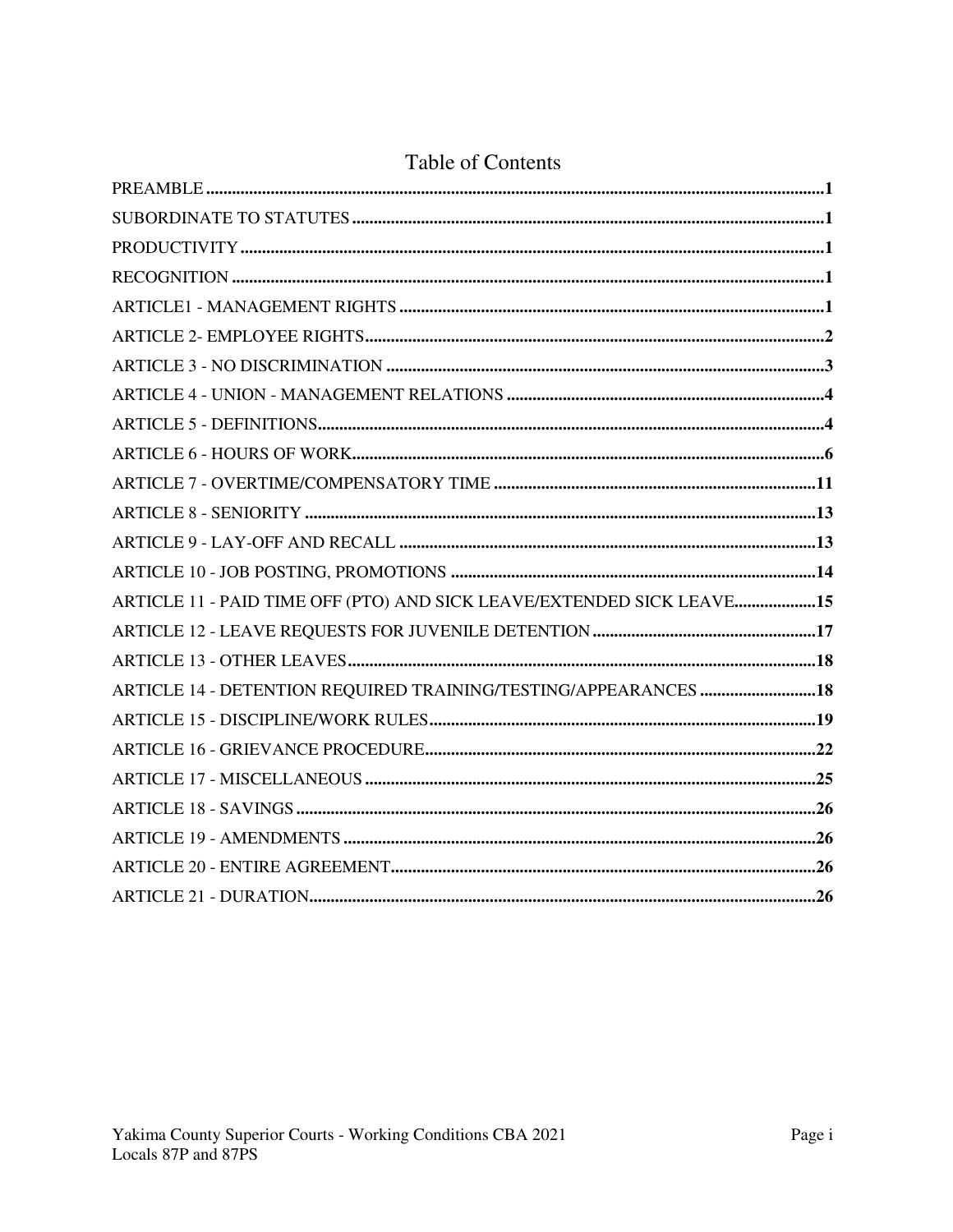# Table of Contents

PREAMBLE ..... 1
SUBORDINATE TO STATUTES ..... 1
PRODUCTIVITY ..... 1
RECOGNITION ..... 1
ARTICLE1 - MANAGEMENT RIGHTS ..... 1
ARTICLE 2- EMPLOYEE RIGHTS ..... 2
ARTICLE 3 - NO DISCRIMINATION ..... 3
ARTICLE 4 - UNION - MANAGEMENT RELATIONS ..... 4
ARTICLE 5 - DEFINITIONS ..... 4
ARTICLE 6 - HOURS OF WORK ..... 6
ARTICLE 7 - OVERTIME/COMPENSATORY TIME ..... 11
ARTICLE 8 - SENIORITY ..... 13
ARTICLE 9 - LAY-OFF AND RECALL ..... 13
ARTICLE 10 - JOB POSTING, PROMOTIONS ..... 14
ARTICLE 11 - PAID TIME OFF (PTO) AND SICK LEAVE/EXTENDED SICK LEAVE ..... 15
ARTICLE 12 - LEAVE REQUESTS FOR JUVENILE DETENTION ..... 17
ARTICLE 13 - OTHER LEAVES ..... 18
ARTICLE 14 - DETENTION REQUIRED TRAINING/TESTING/APPEARANCES ..... 18
ARTICLE 15 - DISCIPLINE/WORK RULES ..... 19
ARTICLE 16 - GRIEVANCE PROCEDURE ..... 22
ARTICLE 17 - MISCELLANEOUS ..... 25
ARTICLE 18 - SAVINGS ..... 26
ARTICLE 19 - AMENDMENTS ..... 26
ARTICLE 20 - ENTIRE AGREEMENT ..... 26
ARTICLE 21 - DURATION ..... 26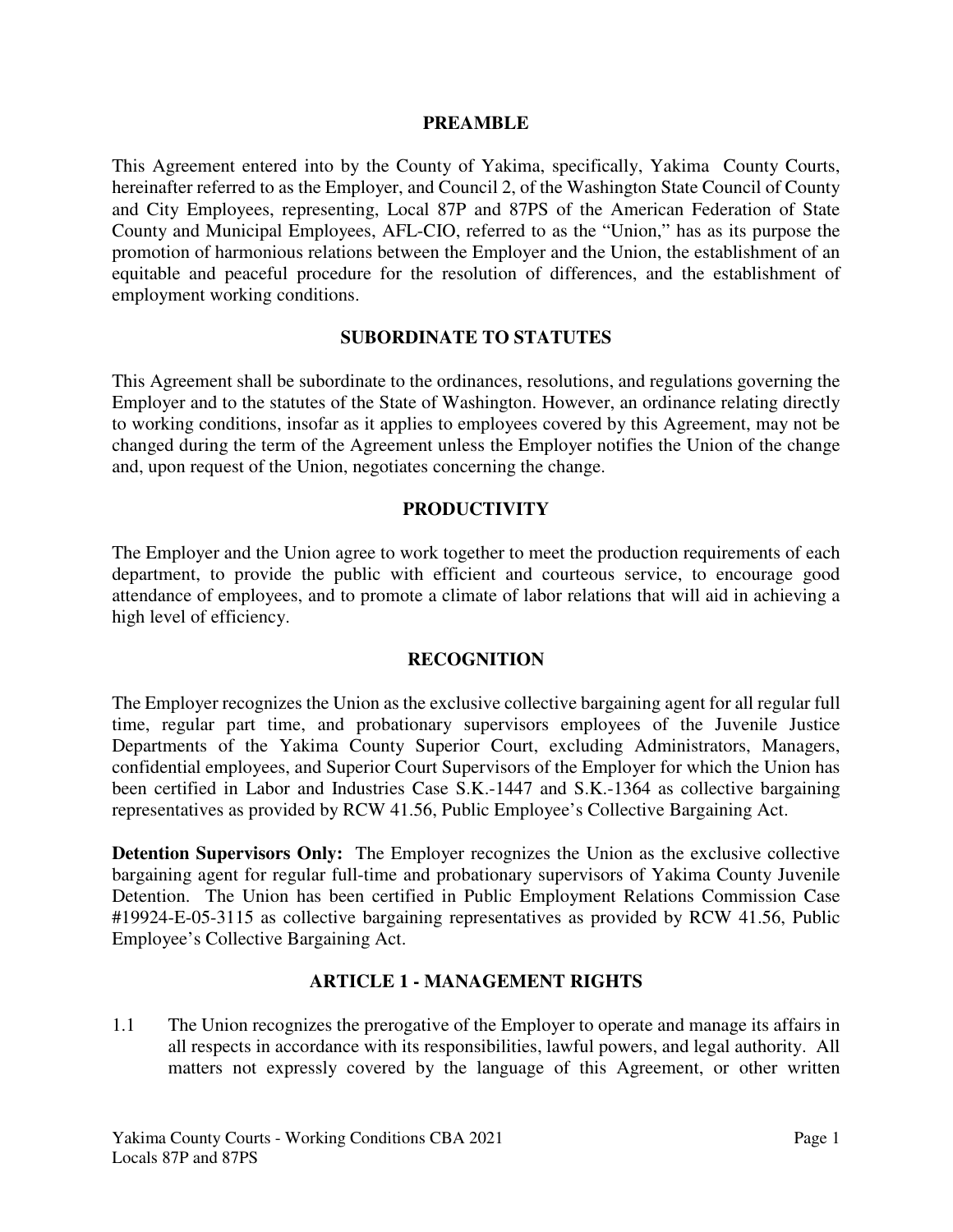## PREAMBLE

This Agreement entered into by the County of Yakima, specifically, Yakima County Courts, hereinafter referred to as the Employer, and Council 2, of the Washington State Council of County and City Employees, representing, Local 87P and 87PS of the American Federation of State County and Municipal Employees, AFL-CIO, referred to as the "Union," has as its purpose the promotion of harmonious relations between the Employer and the Union, the establishment of an equitable and peaceful procedure for the resolution of differences, and the establishment of employment working conditions.

## SUBORDINATE TO STATUTES

This Agreement shall be subordinate to the ordinances, resolutions, and regulations governing the Employer and to the statutes of the State of Washington. However, an ordinance relating directly to working conditions, insofar as it applies to employees covered by this Agreement, may not be changed during the term of the Agreement unless the Employer notifies the Union of the change and, upon request of the Union, negotiates concerning the change.

## PRODUCTIVITY

The Employer and the Union agree to work together to meet the production requirements of each department, to provide the public with efficient and courteous service, to encourage good attendance of employees, and to promote a climate of labor relations that will aid in achieving a high level of efficiency.

## RECOGNITION

The Employer recognizes the Union as the exclusive collective bargaining agent for all regular full time, regular part time, and probationary supervisors employees of the Juvenile Justice Departments of the Yakima County Superior Court, excluding Administrators, Managers, confidential employees, and Superior Court Supervisors of the Employer for which the Union has been certified in Labor and Industries Case S.K.-1447 and S.K.-1364 as collective bargaining representatives as provided by RCW 41.56, Public Employee's Collective Bargaining Act.

**Detention Supervisors Only:** The Employer recognizes the Union as the exclusive collective bargaining agent for regular full-time and probationary supervisors of Yakima County Juvenile Detention. The Union has been certified in Public Employment Relations Commission Case #19924-E-05-3115 as collective bargaining representatives as provided by RCW 41.56, Public Employee's Collective Bargaining Act.

## ARTICLE 1 - MANAGEMENT RIGHTS

1.1 The Union recognizes the prerogative of the Employer to operate and manage its affairs in all respects in accordance with its responsibilities, lawful powers, and legal authority. All matters not expressly covered by the language of this Agreement, or other written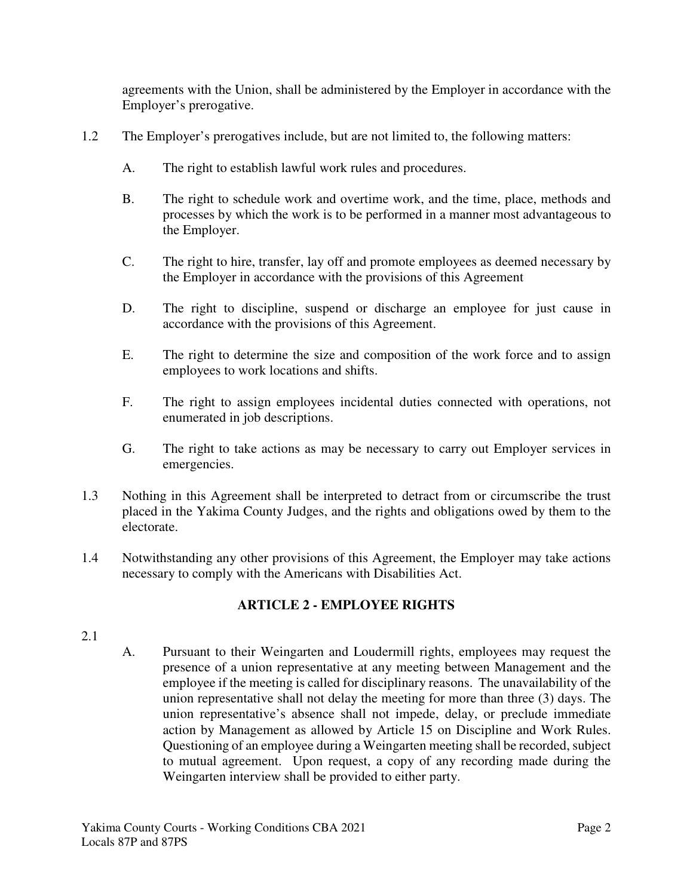agreements with the Union, shall be administered by the Employer in accordance with the Employer's prerogative.

1.2 The Employer's prerogatives include, but are not limited to, the following matters:

A. The right to establish lawful work rules and procedures.

B. The right to schedule work and overtime work, and the time, place, methods and processes by which the work is to be performed in a manner most advantageous to the Employer.

C. The right to hire, transfer, lay off and promote employees as deemed necessary by the Employer in accordance with the provisions of this Agreement

D. The right to discipline, suspend or discharge an employee for just cause in accordance with the provisions of this Agreement.

E. The right to determine the size and composition of the work force and to assign employees to work locations and shifts.

F. The right to assign employees incidental duties connected with operations, not enumerated in job descriptions.

G. The right to take actions as may be necessary to carry out Employer services in emergencies.

1.3 Nothing in this Agreement shall be interpreted to detract from or circumscribe the trust placed in the Yakima County Judges, and the rights and obligations owed by them to the electorate.

1.4 Notwithstanding any other provisions of this Agreement, the Employer may take actions necessary to comply with the Americans with Disabilities Act.

## ARTICLE 2 - EMPLOYEE RIGHTS

2.1

A. Pursuant to their Weingarten and Loudermill rights, employees may request the presence of a union representative at any meeting between Management and the employee if the meeting is called for disciplinary reasons. The unavailability of the union representative shall not delay the meeting for more than three (3) days. The union representative's absence shall not impede, delay, or preclude immediate action by Management as allowed by Article 15 on Discipline and Work Rules. Questioning of an employee during a Weingarten meeting shall be recorded, subject to mutual agreement. Upon request, a copy of any recording made during the Weingarten interview shall be provided to either party.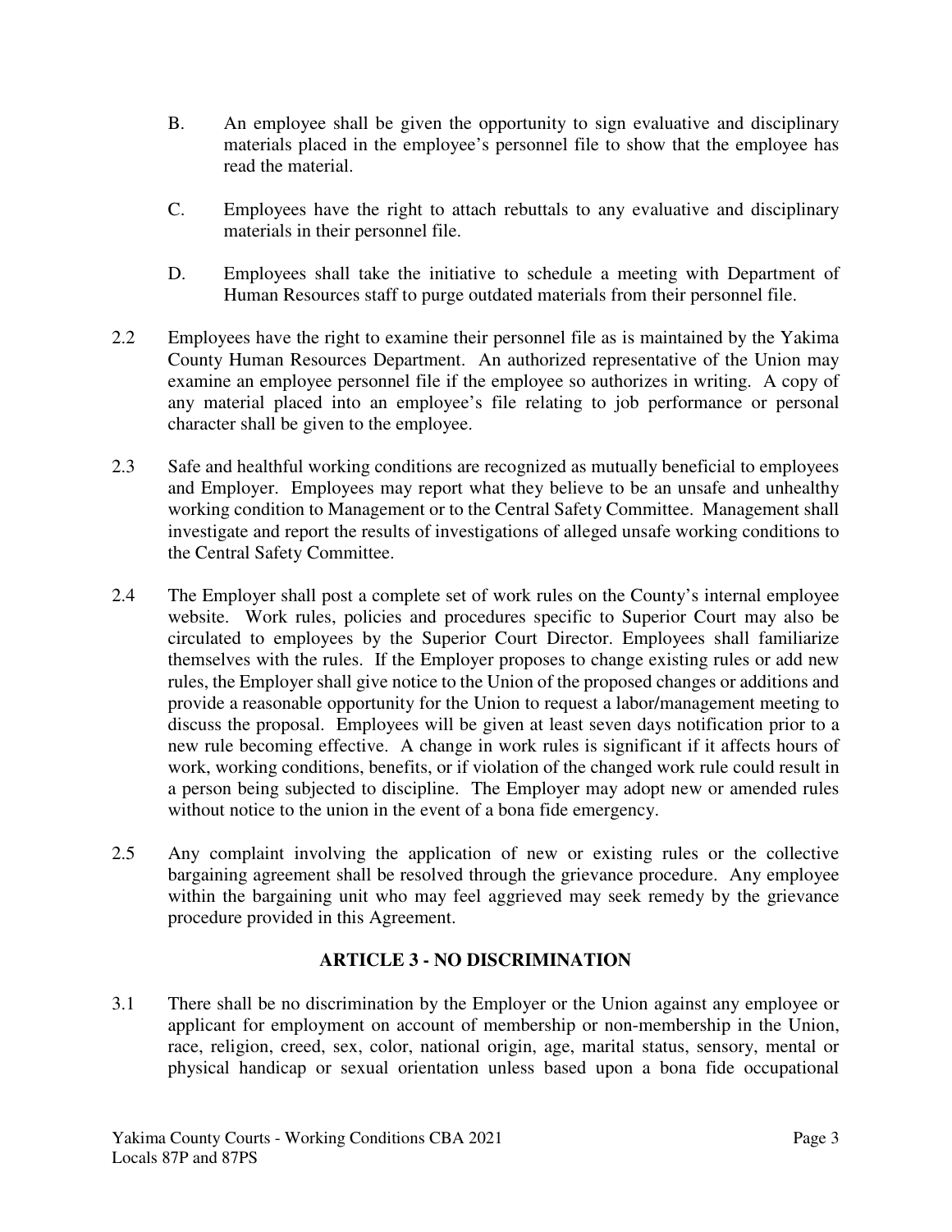B. An employee shall be given the opportunity to sign evaluative and disciplinary materials placed in the employee's personnel file to show that the employee has read the material.

C. Employees have the right to attach rebuttals to any evaluative and disciplinary materials in their personnel file.

D. Employees shall take the initiative to schedule a meeting with Department of Human Resources staff to purge outdated materials from their personnel file.

2.2 Employees have the right to examine their personnel file as is maintained by the Yakima County Human Resources Department. An authorized representative of the Union may examine an employee personnel file if the employee so authorizes in writing. A copy of any material placed into an employee's file relating to job performance or personal character shall be given to the employee.

2.3 Safe and healthful working conditions are recognized as mutually beneficial to employees and Employer. Employees may report what they believe to be an unsafe and unhealthy working condition to Management or to the Central Safety Committee. Management shall investigate and report the results of investigations of alleged unsafe working conditions to the Central Safety Committee.

2.4 The Employer shall post a complete set of work rules on the County's internal employee website. Work rules, policies and procedures specific to Superior Court may also be circulated to employees by the Superior Court Director. Employees shall familiarize themselves with the rules. If the Employer proposes to change existing rules or add new rules, the Employer shall give notice to the Union of the proposed changes or additions and provide a reasonable opportunity for the Union to request a labor/management meeting to discuss the proposal. Employees will be given at least seven days notification prior to a new rule becoming effective. A change in work rules is significant if it affects hours of work, working conditions, benefits, or if violation of the changed work rule could result in a person being subjected to discipline. The Employer may adopt new or amended rules without notice to the union in the event of a bona fide emergency.

2.5 Any complaint involving the application of new or existing rules or the collective bargaining agreement shall be resolved through the grievance procedure. Any employee within the bargaining unit who may feel aggrieved may seek remedy by the grievance procedure provided in this Agreement.

## ARTICLE 3 - NO DISCRIMINATION

3.1 There shall be no discrimination by the Employer or the Union against any employee or applicant for employment on account of membership or non-membership in the Union, race, religion, creed, sex, color, national origin, age, marital status, sensory, mental or physical handicap or sexual orientation unless based upon a bona fide occupational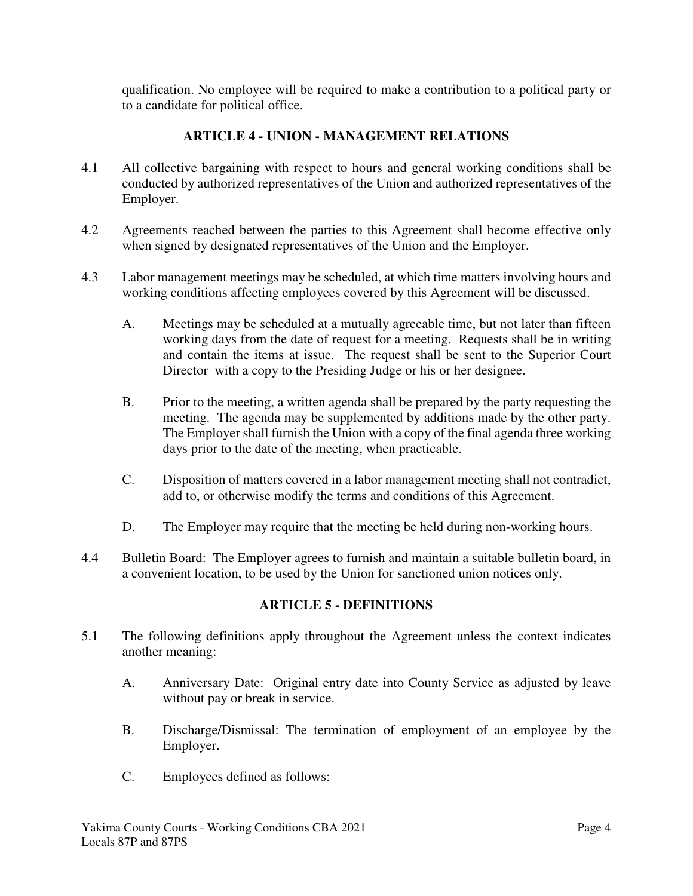qualification. No employee will be required to make a contribution to a political party or to a candidate for political office.

## ARTICLE 4 - UNION - MANAGEMENT RELATIONS

4.1 All collective bargaining with respect to hours and general working conditions shall be conducted by authorized representatives of the Union and authorized representatives of the Employer.

4.2 Agreements reached between the parties to this Agreement shall become effective only when signed by designated representatives of the Union and the Employer.

4.3 Labor management meetings may be scheduled, at which time matters involving hours and working conditions affecting employees covered by this Agreement will be discussed.

A. Meetings may be scheduled at a mutually agreeable time, but not later than fifteen working days from the date of request for a meeting. Requests shall be in writing and contain the items at issue. The request shall be sent to the Superior Court Director with a copy to the Presiding Judge or his or her designee.

B. Prior to the meeting, a written agenda shall be prepared by the party requesting the meeting. The agenda may be supplemented by additions made by the other party. The Employer shall furnish the Union with a copy of the final agenda three working days prior to the date of the meeting, when practicable.

C. Disposition of matters covered in a labor management meeting shall not contradict, add to, or otherwise modify the terms and conditions of this Agreement.

D. The Employer may require that the meeting be held during non-working hours.

4.4 Bulletin Board: The Employer agrees to furnish and maintain a suitable bulletin board, in a convenient location, to be used by the Union for sanctioned union notices only.

## ARTICLE 5 - DEFINITIONS

5.1 The following definitions apply throughout the Agreement unless the context indicates another meaning:

A. Anniversary Date: Original entry date into County Service as adjusted by leave without pay or break in service.

B. Discharge/Dismissal: The termination of employment of an employee by the Employer.

C. Employees defined as follows: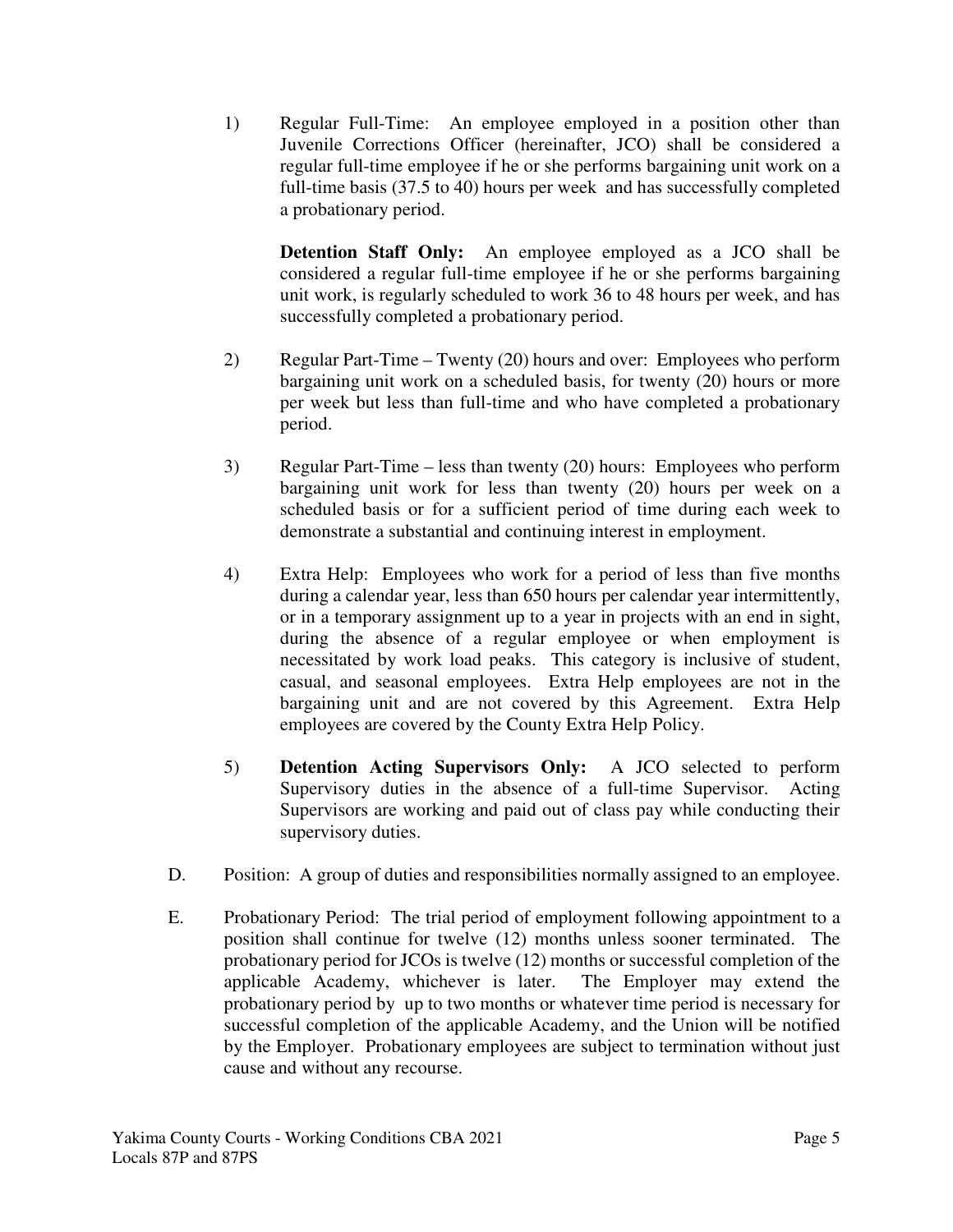1) Regular Full-Time: An employee employed in a position other than Juvenile Corrections Officer (hereinafter, JCO) shall be considered a regular full-time employee if he or she performs bargaining unit work on a full-time basis (37.5 to 40) hours per week and has successfully completed a probationary period.

   **Detention Staff Only:** An employee employed as a JCO shall be considered a regular full-time employee if he or she performs bargaining unit work, is regularly scheduled to work 36 to 48 hours per week, and has successfully completed a probationary period.

2) Regular Part-Time – Twenty (20) hours and over: Employees who perform bargaining unit work on a scheduled basis, for twenty (20) hours or more per week but less than full-time and who have completed a probationary period.

3) Regular Part-Time – less than twenty (20) hours: Employees who perform bargaining unit work for less than twenty (20) hours per week on a scheduled basis or for a sufficient period of time during each week to demonstrate a substantial and continuing interest in employment.

4) Extra Help: Employees who work for a period of less than five months during a calendar year, less than 650 hours per calendar year intermittently, or in a temporary assignment up to a year in projects with an end in sight, during the absence of a regular employee or when employment is necessitated by work load peaks. This category is inclusive of student, casual, and seasonal employees. Extra Help employees are not in the bargaining unit and are not covered by this Agreement. Extra Help employees are covered by the County Extra Help Policy.

5) **Detention Acting Supervisors Only:** A JCO selected to perform Supervisory duties in the absence of a full-time Supervisor. Acting Supervisors are working and paid out of class pay while conducting their supervisory duties.

D. Position: A group of duties and responsibilities normally assigned to an employee.

E. Probationary Period: The trial period of employment following appointment to a position shall continue for twelve (12) months unless sooner terminated. The probationary period for JCOs is twelve (12) months or successful completion of the applicable Academy, whichever is later. The Employer may extend the probationary period by up to two months or whatever time period is necessary for successful completion of the applicable Academy, and the Union will be notified by the Employer. Probationary employees are subject to termination without just cause and without any recourse.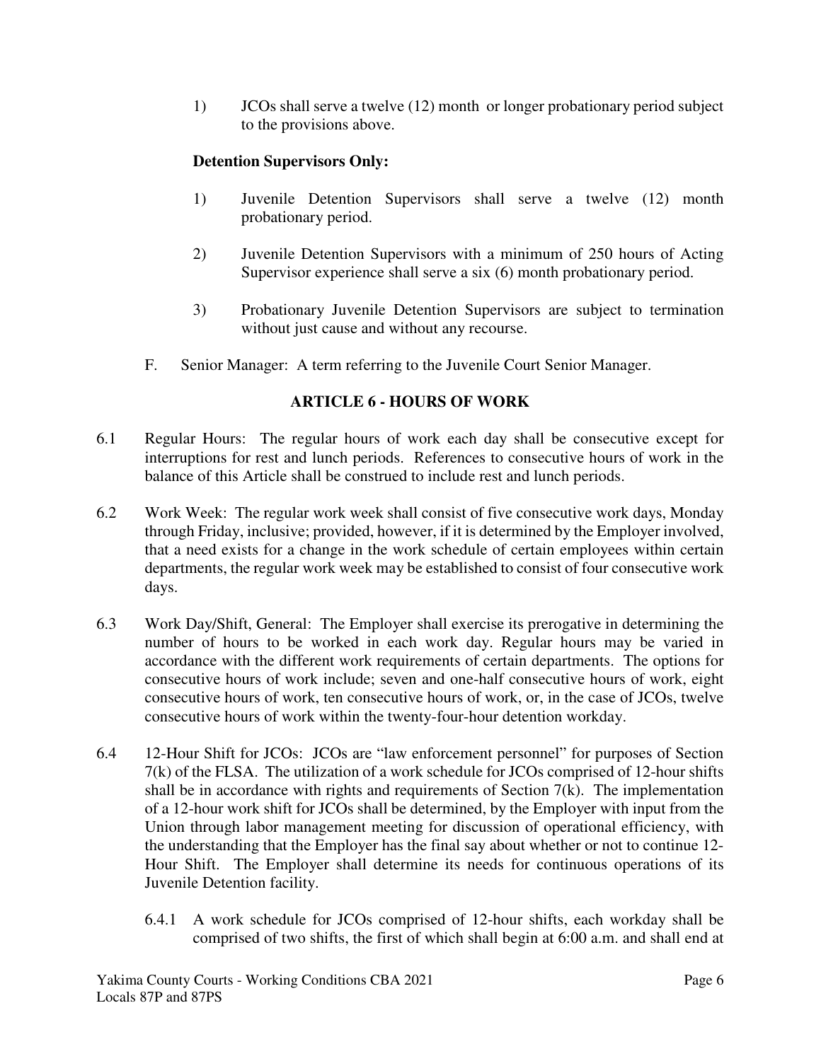1) JCOs shall serve a twelve (12) month or longer probationary period subject to the provisions above.

**Detention Supervisors Only:**

1) Juvenile Detention Supervisors shall serve a twelve (12) month probationary period.

2) Juvenile Detention Supervisors with a minimum of 250 hours of Acting Supervisor experience shall serve a six (6) month probationary period.

3) Probationary Juvenile Detention Supervisors are subject to termination without just cause and without any recourse.

F. Senior Manager: A term referring to the Juvenile Court Senior Manager.

## ARTICLE 6 - HOURS OF WORK

6.1 Regular Hours: The regular hours of work each day shall be consecutive except for interruptions for rest and lunch periods. References to consecutive hours of work in the balance of this Article shall be construed to include rest and lunch periods.

6.2 Work Week: The regular work week shall consist of five consecutive work days, Monday through Friday, inclusive; provided, however, if it is determined by the Employer involved, that a need exists for a change in the work schedule of certain employees within certain departments, the regular work week may be established to consist of four consecutive work days.

6.3 Work Day/Shift, General: The Employer shall exercise its prerogative in determining the number of hours to be worked in each work day. Regular hours may be varied in accordance with the different work requirements of certain departments. The options for consecutive hours of work include; seven and one-half consecutive hours of work, eight consecutive hours of work, ten consecutive hours of work, or, in the case of JCOs, twelve consecutive hours of work within the twenty-four-hour detention workday.

6.4 12-Hour Shift for JCOs: JCOs are "law enforcement personnel" for purposes of Section 7(k) of the FLSA. The utilization of a work schedule for JCOs comprised of 12-hour shifts shall be in accordance with rights and requirements of Section 7(k). The implementation of a 12-hour work shift for JCOs shall be determined, by the Employer with input from the Union through labor management meeting for discussion of operational efficiency, with the understanding that the Employer has the final say about whether or not to continue 12-Hour Shift. The Employer shall determine its needs for continuous operations of its Juvenile Detention facility.

6.4.1 A work schedule for JCOs comprised of 12-hour shifts, each workday shall be comprised of two shifts, the first of which shall begin at 6:00 a.m. and shall end at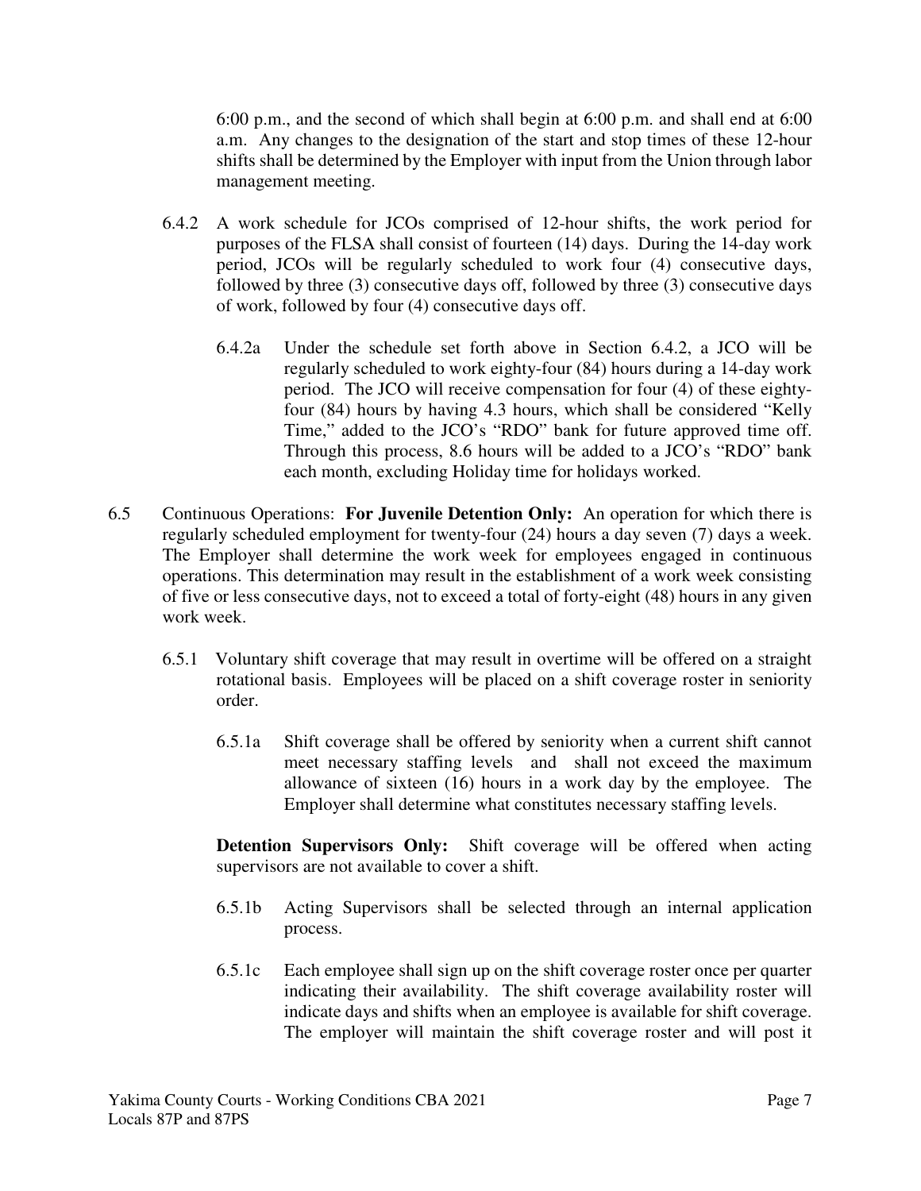6:00 p.m., and the second of which shall begin at 6:00 p.m. and shall end at 6:00 a.m. Any changes to the designation of the start and stop times of these 12-hour shifts shall be determined by the Employer with input from the Union through labor management meeting.

6.4.2 A work schedule for JCOs comprised of 12-hour shifts, the work period for purposes of the FLSA shall consist of fourteen (14) days. During the 14-day work period, JCOs will be regularly scheduled to work four (4) consecutive days, followed by three (3) consecutive days off, followed by three (3) consecutive days of work, followed by four (4) consecutive days off.

6.4.2a Under the schedule set forth above in Section 6.4.2, a JCO will be regularly scheduled to work eighty-four (84) hours during a 14-day work period. The JCO will receive compensation for four (4) of these eighty-four (84) hours by having 4.3 hours, which shall be considered "Kelly Time," added to the JCO's "RDO" bank for future approved time off. Through this process, 8.6 hours will be added to a JCO's "RDO" bank each month, excluding Holiday time for holidays worked.

6.5 Continuous Operations: **For Juvenile Detention Only:** An operation for which there is regularly scheduled employment for twenty-four (24) hours a day seven (7) days a week. The Employer shall determine the work week for employees engaged in continuous operations. This determination may result in the establishment of a work week consisting of five or less consecutive days, not to exceed a total of forty-eight (48) hours in any given work week.

6.5.1 Voluntary shift coverage that may result in overtime will be offered on a straight rotational basis. Employees will be placed on a shift coverage roster in seniority order.

6.5.1a Shift coverage shall be offered by seniority when a current shift cannot meet necessary staffing levels and shall not exceed the maximum allowance of sixteen (16) hours in a work day by the employee. The Employer shall determine what constitutes necessary staffing levels.

**Detention Supervisors Only:** Shift coverage will be offered when acting supervisors are not available to cover a shift.

6.5.1b Acting Supervisors shall be selected through an internal application process.

6.5.1c Each employee shall sign up on the shift coverage roster once per quarter indicating their availability. The shift coverage availability roster will indicate days and shifts when an employee is available for shift coverage. The employer will maintain the shift coverage roster and will post it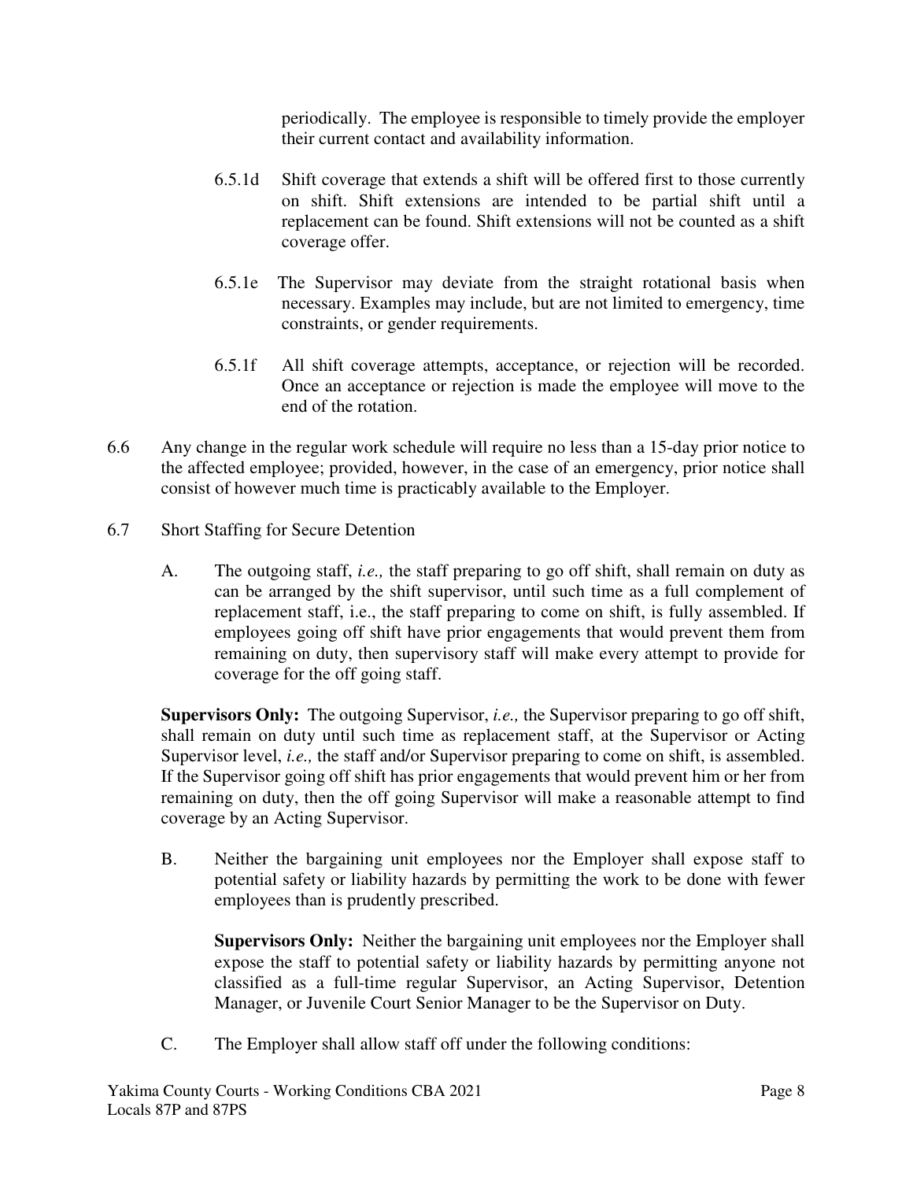periodically. The employee is responsible to timely provide the employer their current contact and availability information.

6.5.1d Shift coverage that extends a shift will be offered first to those currently on shift. Shift extensions are intended to be partial shift until a replacement can be found. Shift extensions will not be counted as a shift coverage offer.

6.5.1e The Supervisor may deviate from the straight rotational basis when necessary. Examples may include, but are not limited to emergency, time constraints, or gender requirements.

6.5.1f All shift coverage attempts, acceptance, or rejection will be recorded. Once an acceptance or rejection is made the employee will move to the end of the rotation.

6.6 Any change in the regular work schedule will require no less than a 15-day prior notice to the affected employee; provided, however, in the case of an emergency, prior notice shall consist of however much time is practicably available to the Employer.

6.7 Short Staffing for Secure Detention

A. The outgoing staff, *i.e.,* the staff preparing to go off shift, shall remain on duty as can be arranged by the shift supervisor, until such time as a full complement of replacement staff, i.e., the staff preparing to come on shift, is fully assembled. If employees going off shift have prior engagements that would prevent them from remaining on duty, then supervisory staff will make every attempt to provide for coverage for the off going staff.

**Supervisors Only:** The outgoing Supervisor, *i.e.,* the Supervisor preparing to go off shift, shall remain on duty until such time as replacement staff, at the Supervisor or Acting Supervisor level, *i.e.,* the staff and/or Supervisor preparing to come on shift, is assembled. If the Supervisor going off shift has prior engagements that would prevent him or her from remaining on duty, then the off going Supervisor will make a reasonable attempt to find coverage by an Acting Supervisor.

B. Neither the bargaining unit employees nor the Employer shall expose staff to potential safety or liability hazards by permitting the work to be done with fewer employees than is prudently prescribed.

**Supervisors Only:** Neither the bargaining unit employees nor the Employer shall expose the staff to potential safety or liability hazards by permitting anyone not classified as a full-time regular Supervisor, an Acting Supervisor, Detention Manager, or Juvenile Court Senior Manager to be the Supervisor on Duty.

C. The Employer shall allow staff off under the following conditions: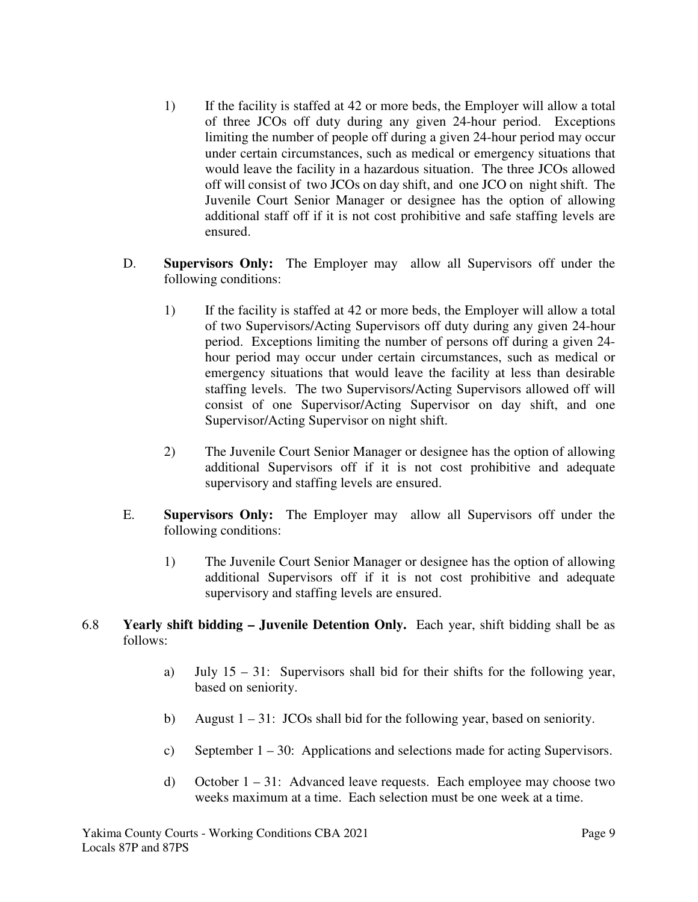1) If the facility is staffed at 42 or more beds, the Employer will allow a total of three JCOs off duty during any given 24-hour period. Exceptions limiting the number of people off during a given 24-hour period may occur under certain circumstances, such as medical or emergency situations that would leave the facility in a hazardous situation. The three JCOs allowed off will consist of two JCOs on day shift, and one JCO on night shift. The Juvenile Court Senior Manager or designee has the option of allowing additional staff off if it is not cost prohibitive and safe staffing levels are ensured.

D. **Supervisors Only:** The Employer may allow all Supervisors off under the following conditions:

1) If the facility is staffed at 42 or more beds, the Employer will allow a total of two Supervisors/Acting Supervisors off duty during any given 24-hour period. Exceptions limiting the number of persons off during a given 24-hour period may occur under certain circumstances, such as medical or emergency situations that would leave the facility at less than desirable staffing levels. The two Supervisors/Acting Supervisors allowed off will consist of one Supervisor/Acting Supervisor on day shift, and one Supervisor/Acting Supervisor on night shift.

2) The Juvenile Court Senior Manager or designee has the option of allowing additional Supervisors off if it is not cost prohibitive and adequate supervisory and staffing levels are ensured.

E. **Supervisors Only:** The Employer may allow all Supervisors off under the following conditions:

1) The Juvenile Court Senior Manager or designee has the option of allowing additional Supervisors off if it is not cost prohibitive and adequate supervisory and staffing levels are ensured.

6.8 **Yearly shift bidding – Juvenile Detention Only.** Each year, shift bidding shall be as follows:

a) July 15 – 31: Supervisors shall bid for their shifts for the following year, based on seniority.

b) August 1 – 31: JCOs shall bid for the following year, based on seniority.

c) September 1 – 30: Applications and selections made for acting Supervisors.

d) October 1 – 31: Advanced leave requests. Each employee may choose two weeks maximum at a time. Each selection must be one week at a time.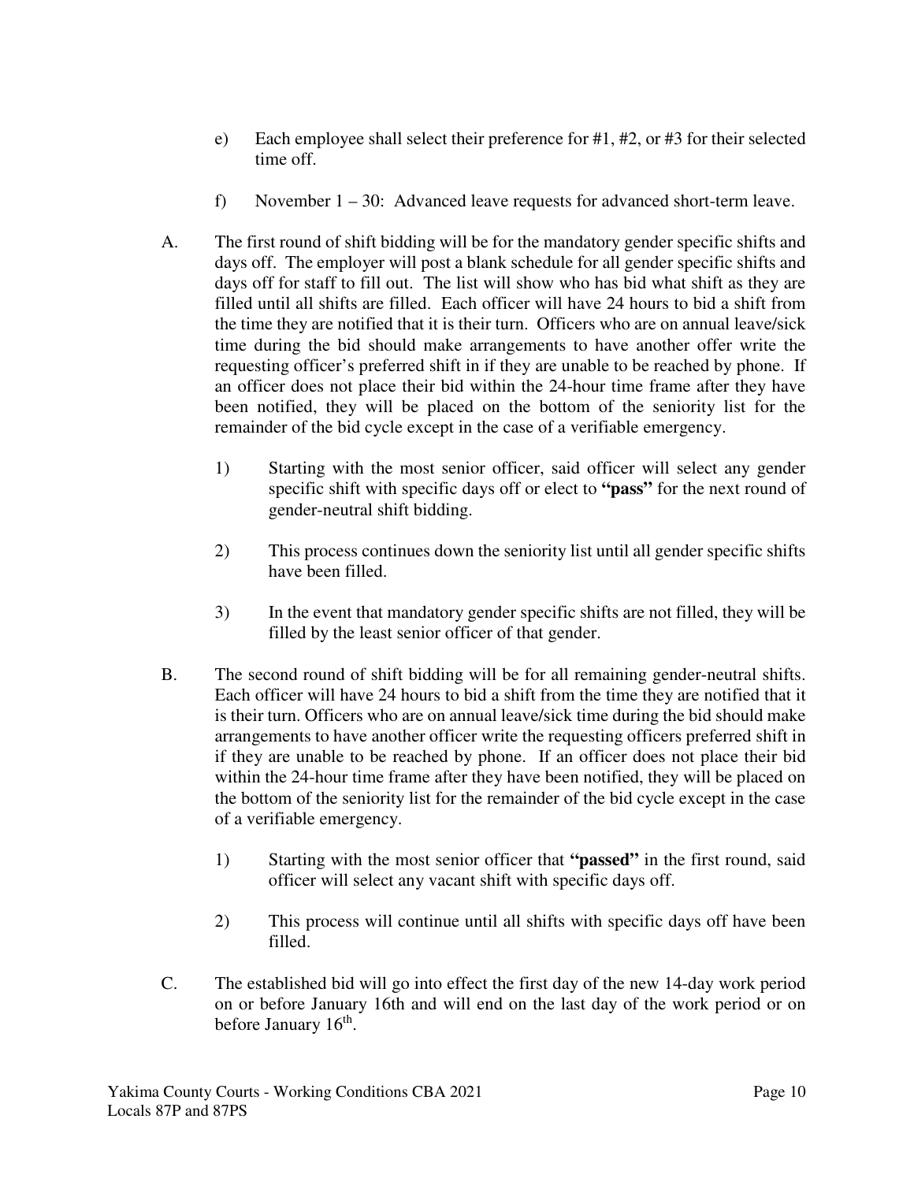e) Each employee shall select their preference for #1, #2, or #3 for their selected time off.

f) November 1 – 30: Advanced leave requests for advanced short-term leave.

A. The first round of shift bidding will be for the mandatory gender specific shifts and days off. The employer will post a blank schedule for all gender specific shifts and days off for staff to fill out. The list will show who has bid what shift as they are filled until all shifts are filled. Each officer will have 24 hours to bid a shift from the time they are notified that it is their turn. Officers who are on annual leave/sick time during the bid should make arrangements to have another offer write the requesting officer's preferred shift in if they are unable to be reached by phone. If an officer does not place their bid within the 24-hour time frame after they have been notified, they will be placed on the bottom of the seniority list for the remainder of the bid cycle except in the case of a verifiable emergency.

1) Starting with the most senior officer, said officer will select any gender specific shift with specific days off or elect to **"pass"** for the next round of gender-neutral shift bidding.

2) This process continues down the seniority list until all gender specific shifts have been filled.

3) In the event that mandatory gender specific shifts are not filled, they will be filled by the least senior officer of that gender.

B. The second round of shift bidding will be for all remaining gender-neutral shifts. Each officer will have 24 hours to bid a shift from the time they are notified that it is their turn. Officers who are on annual leave/sick time during the bid should make arrangements to have another officer write the requesting officers preferred shift in if they are unable to be reached by phone. If an officer does not place their bid within the 24-hour time frame after they have been notified, they will be placed on the bottom of the seniority list for the remainder of the bid cycle except in the case of a verifiable emergency.

1) Starting with the most senior officer that **"passed"** in the first round, said officer will select any vacant shift with specific days off.

2) This process will continue until all shifts with specific days off have been filled.

C. The established bid will go into effect the first day of the new 14-day work period on or before January 16th and will end on the last day of the work period or on before January 16th.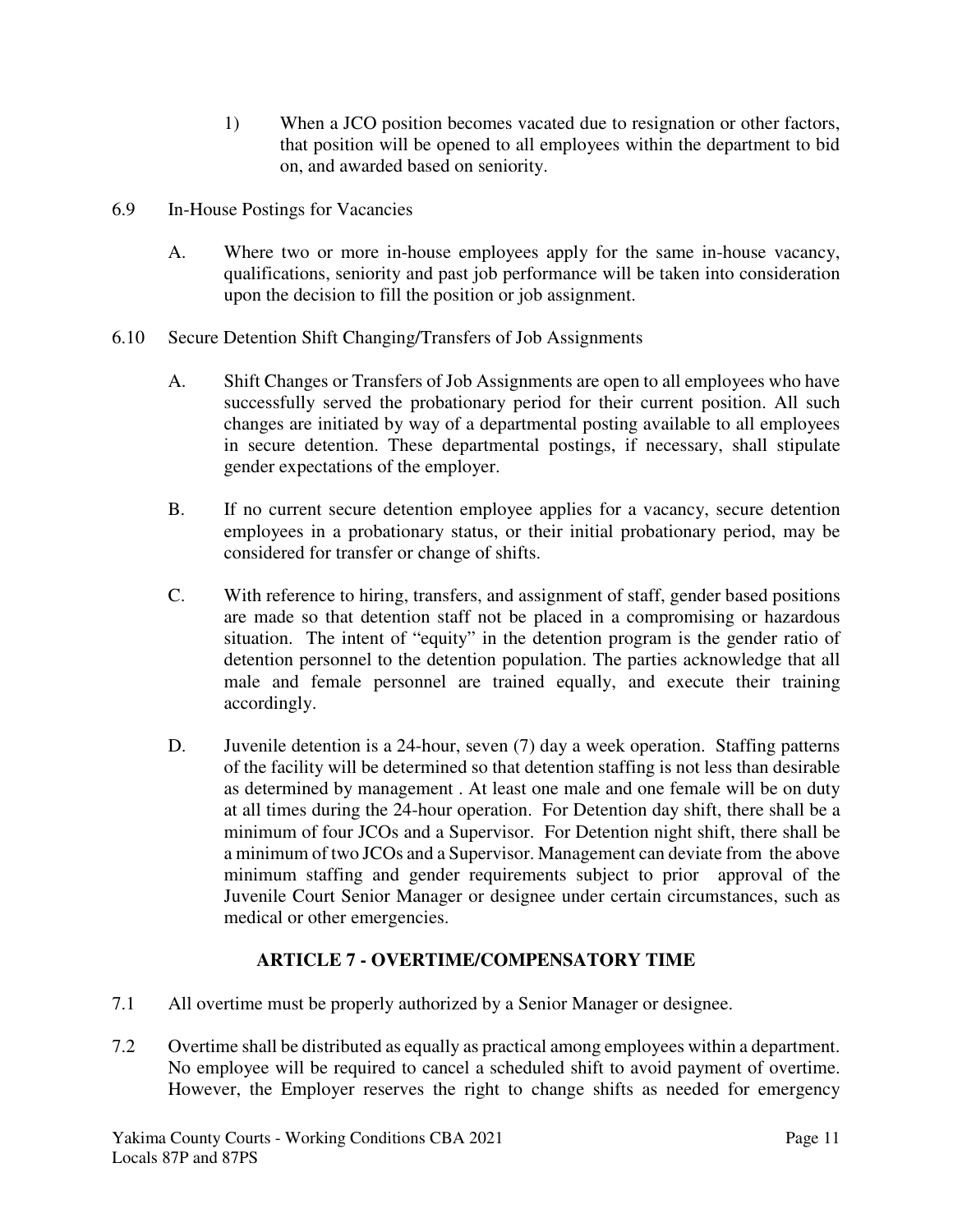1) When a JCO position becomes vacated due to resignation or other factors, that position will be opened to all employees within the department to bid on, and awarded based on seniority.

6.9 In-House Postings for Vacancies

A. Where two or more in-house employees apply for the same in-house vacancy, qualifications, seniority and past job performance will be taken into consideration upon the decision to fill the position or job assignment.

6.10 Secure Detention Shift Changing/Transfers of Job Assignments

A. Shift Changes or Transfers of Job Assignments are open to all employees who have successfully served the probationary period for their current position. All such changes are initiated by way of a departmental posting available to all employees in secure detention. These departmental postings, if necessary, shall stipulate gender expectations of the employer.

B. If no current secure detention employee applies for a vacancy, secure detention employees in a probationary status, or their initial probationary period, may be considered for transfer or change of shifts.

C. With reference to hiring, transfers, and assignment of staff, gender based positions are made so that detention staff not be placed in a compromising or hazardous situation. The intent of "equity" in the detention program is the gender ratio of detention personnel to the detention population. The parties acknowledge that all male and female personnel are trained equally, and execute their training accordingly.

D. Juvenile detention is a 24-hour, seven (7) day a week operation. Staffing patterns of the facility will be determined so that detention staffing is not less than desirable as determined by management . At least one male and one female will be on duty at all times during the 24-hour operation. For Detention day shift, there shall be a minimum of four JCOs and a Supervisor. For Detention night shift, there shall be a minimum of two JCOs and a Supervisor. Management can deviate from the above minimum staffing and gender requirements subject to prior approval of the Juvenile Court Senior Manager or designee under certain circumstances, such as medical or other emergencies.

## ARTICLE 7 - OVERTIME/COMPENSATORY TIME

7.1 All overtime must be properly authorized by a Senior Manager or designee.

7.2 Overtime shall be distributed as equally as practical among employees within a department. No employee will be required to cancel a scheduled shift to avoid payment of overtime. However, the Employer reserves the right to change shifts as needed for emergency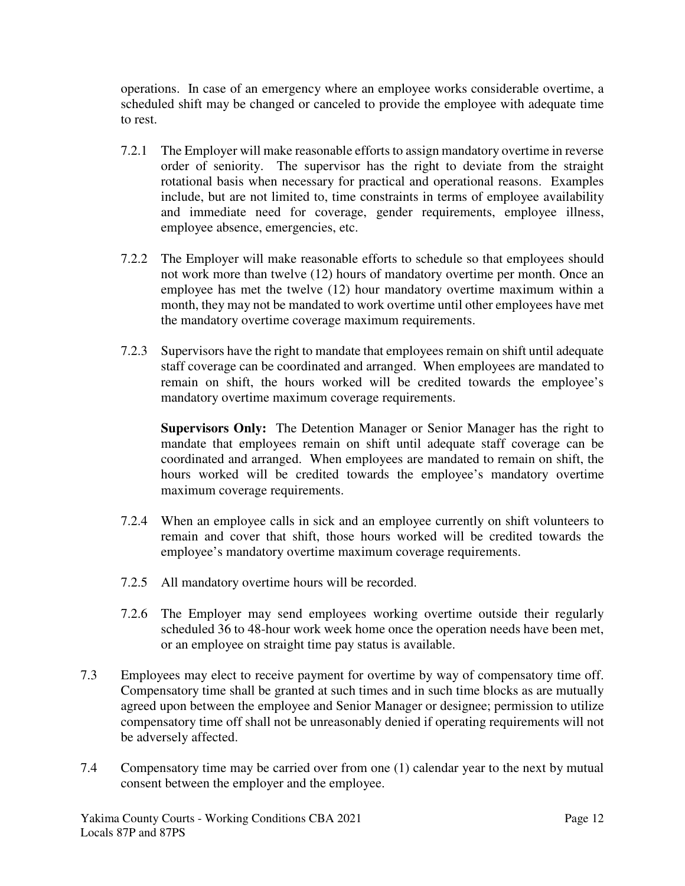operations. In case of an emergency where an employee works considerable overtime, a scheduled shift may be changed or canceled to provide the employee with adequate time to rest.

7.2.1 The Employer will make reasonable efforts to assign mandatory overtime in reverse order of seniority. The supervisor has the right to deviate from the straight rotational basis when necessary for practical and operational reasons. Examples include, but are not limited to, time constraints in terms of employee availability and immediate need for coverage, gender requirements, employee illness, employee absence, emergencies, etc.

7.2.2 The Employer will make reasonable efforts to schedule so that employees should not work more than twelve (12) hours of mandatory overtime per month. Once an employee has met the twelve (12) hour mandatory overtime maximum within a month, they may not be mandated to work overtime until other employees have met the mandatory overtime coverage maximum requirements.

7.2.3 Supervisors have the right to mandate that employees remain on shift until adequate staff coverage can be coordinated and arranged. When employees are mandated to remain on shift, the hours worked will be credited towards the employee's mandatory overtime maximum coverage requirements.

**Supervisors Only:** The Detention Manager or Senior Manager has the right to mandate that employees remain on shift until adequate staff coverage can be coordinated and arranged. When employees are mandated to remain on shift, the hours worked will be credited towards the employee's mandatory overtime maximum coverage requirements.

7.2.4 When an employee calls in sick and an employee currently on shift volunteers to remain and cover that shift, those hours worked will be credited towards the employee's mandatory overtime maximum coverage requirements.

7.2.5 All mandatory overtime hours will be recorded.

7.2.6 The Employer may send employees working overtime outside their regularly scheduled 36 to 48-hour work week home once the operation needs have been met, or an employee on straight time pay status is available.

7.3 Employees may elect to receive payment for overtime by way of compensatory time off. Compensatory time shall be granted at such times and in such time blocks as are mutually agreed upon between the employee and Senior Manager or designee; permission to utilize compensatory time off shall not be unreasonably denied if operating requirements will not be adversely affected.

7.4 Compensatory time may be carried over from one (1) calendar year to the next by mutual consent between the employer and the employee.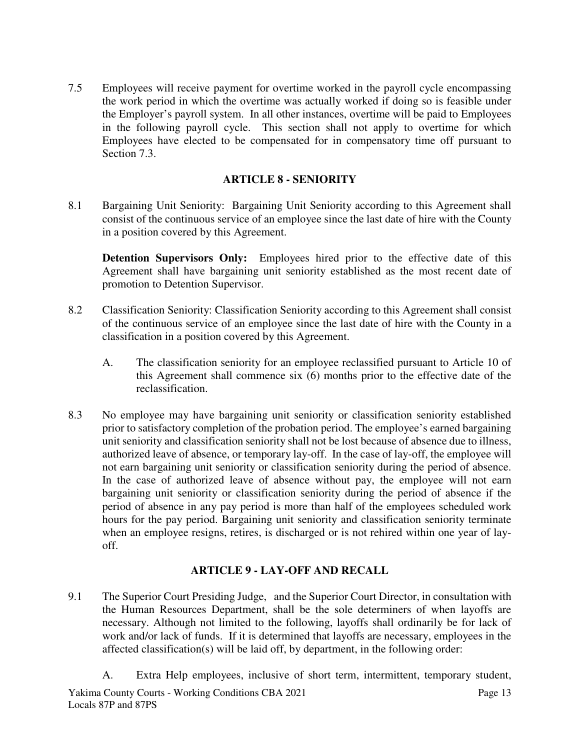7.5 Employees will receive payment for overtime worked in the payroll cycle encompassing the work period in which the overtime was actually worked if doing so is feasible under the Employer's payroll system. In all other instances, overtime will be paid to Employees in the following payroll cycle. This section shall not apply to overtime for which Employees have elected to be compensated for in compensatory time off pursuant to Section 7.3.

## ARTICLE 8 - SENIORITY

8.1 Bargaining Unit Seniority: Bargaining Unit Seniority according to this Agreement shall consist of the continuous service of an employee since the last date of hire with the County in a position covered by this Agreement.

**Detention Supervisors Only:** Employees hired prior to the effective date of this Agreement shall have bargaining unit seniority established as the most recent date of promotion to Detention Supervisor.

8.2 Classification Seniority: Classification Seniority according to this Agreement shall consist of the continuous service of an employee since the last date of hire with the County in a classification in a position covered by this Agreement.

A. The classification seniority for an employee reclassified pursuant to Article 10 of this Agreement shall commence six (6) months prior to the effective date of the reclassification.

8.3 No employee may have bargaining unit seniority or classification seniority established prior to satisfactory completion of the probation period. The employee's earned bargaining unit seniority and classification seniority shall not be lost because of absence due to illness, authorized leave of absence, or temporary lay-off. In the case of lay-off, the employee will not earn bargaining unit seniority or classification seniority during the period of absence. In the case of authorized leave of absence without pay, the employee will not earn bargaining unit seniority or classification seniority during the period of absence if the period of absence in any pay period is more than half of the employees scheduled work hours for the pay period. Bargaining unit seniority and classification seniority terminate when an employee resigns, retires, is discharged or is not rehired within one year of lay-off.

## ARTICLE 9 - LAY-OFF AND RECALL

9.1 The Superior Court Presiding Judge, and the Superior Court Director, in consultation with the Human Resources Department, shall be the sole determiners of when layoffs are necessary. Although not limited to the following, layoffs shall ordinarily be for lack of work and/or lack of funds. If it is determined that layoffs are necessary, employees in the affected classification(s) will be laid off, by department, in the following order:

A. Extra Help employees, inclusive of short term, intermittent, temporary student,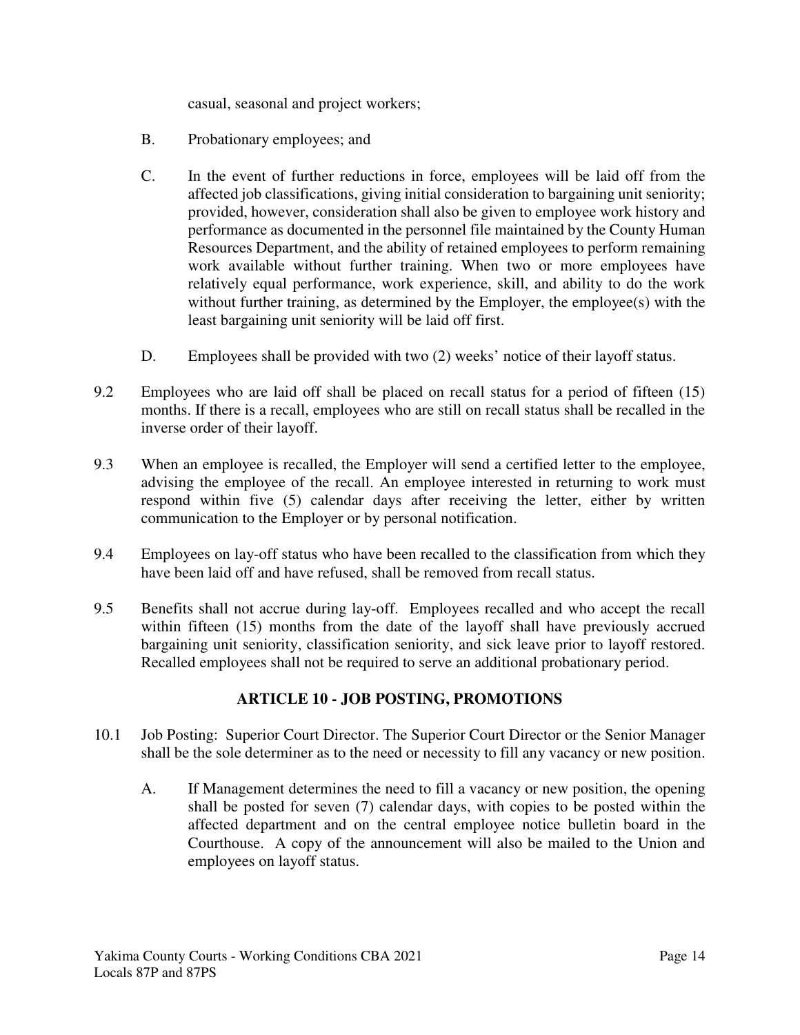casual, seasonal and project workers;

B. Probationary employees; and

C. In the event of further reductions in force, employees will be laid off from the affected job classifications, giving initial consideration to bargaining unit seniority; provided, however, consideration shall also be given to employee work history and performance as documented in the personnel file maintained by the County Human Resources Department, and the ability of retained employees to perform remaining work available without further training. When two or more employees have relatively equal performance, work experience, skill, and ability to do the work without further training, as determined by the Employer, the employee(s) with the least bargaining unit seniority will be laid off first.

D. Employees shall be provided with two (2) weeks' notice of their layoff status.

9.2 Employees who are laid off shall be placed on recall status for a period of fifteen (15) months. If there is a recall, employees who are still on recall status shall be recalled in the inverse order of their layoff.

9.3 When an employee is recalled, the Employer will send a certified letter to the employee, advising the employee of the recall. An employee interested in returning to work must respond within five (5) calendar days after receiving the letter, either by written communication to the Employer or by personal notification.

9.4 Employees on lay-off status who have been recalled to the classification from which they have been laid off and have refused, shall be removed from recall status.

9.5 Benefits shall not accrue during lay-off. Employees recalled and who accept the recall within fifteen (15) months from the date of the layoff shall have previously accrued bargaining unit seniority, classification seniority, and sick leave prior to layoff restored. Recalled employees shall not be required to serve an additional probationary period.

## ARTICLE 10 - JOB POSTING, PROMOTIONS

10.1 Job Posting: Superior Court Director. The Superior Court Director or the Senior Manager shall be the sole determiner as to the need or necessity to fill any vacancy or new position.

A. If Management determines the need to fill a vacancy or new position, the opening shall be posted for seven (7) calendar days, with copies to be posted within the affected department and on the central employee notice bulletin board in the Courthouse. A copy of the announcement will also be mailed to the Union and employees on layoff status.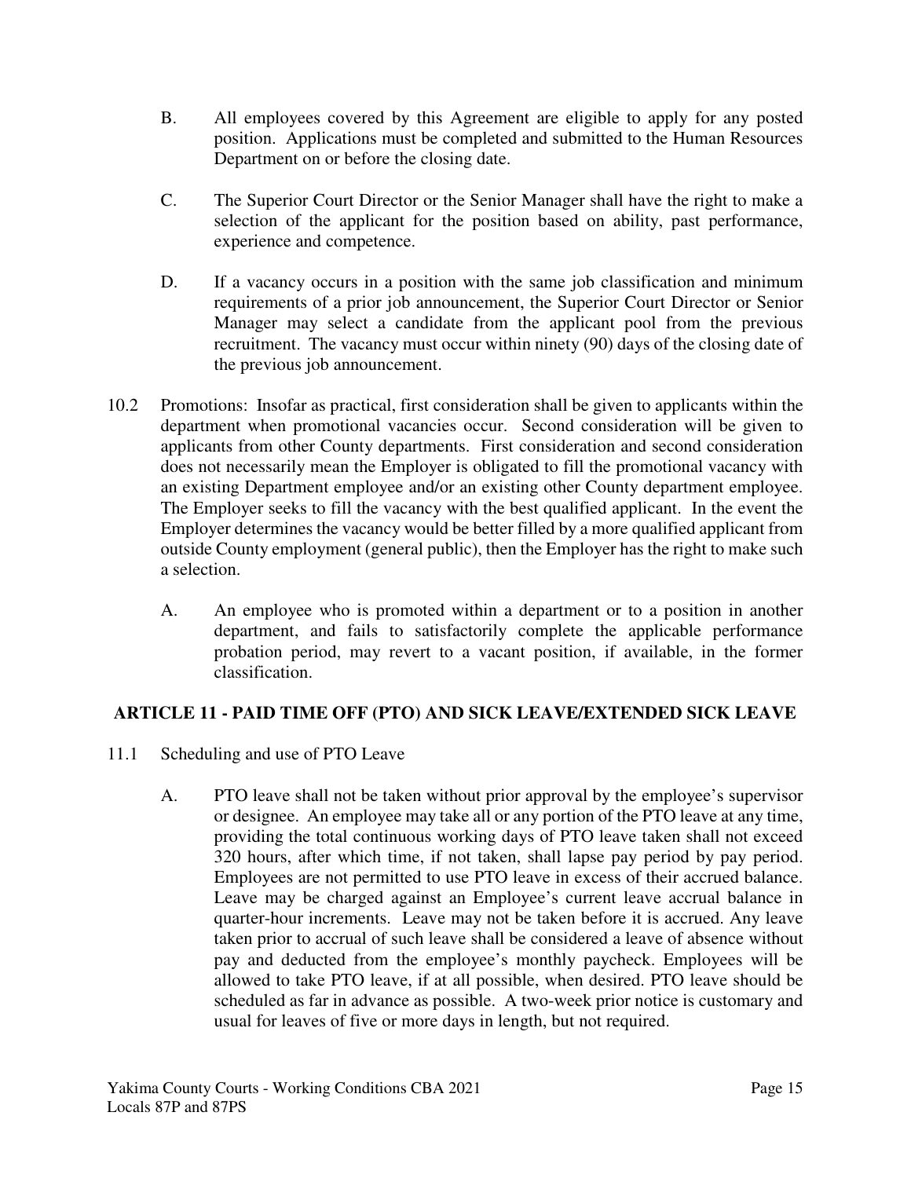B. All employees covered by this Agreement are eligible to apply for any posted position. Applications must be completed and submitted to the Human Resources Department on or before the closing date.

C. The Superior Court Director or the Senior Manager shall have the right to make a selection of the applicant for the position based on ability, past performance, experience and competence.

D. If a vacancy occurs in a position with the same job classification and minimum requirements of a prior job announcement, the Superior Court Director or Senior Manager may select a candidate from the applicant pool from the previous recruitment. The vacancy must occur within ninety (90) days of the closing date of the previous job announcement.

10.2 Promotions: Insofar as practical, first consideration shall be given to applicants within the department when promotional vacancies occur. Second consideration will be given to applicants from other County departments. First consideration and second consideration does not necessarily mean the Employer is obligated to fill the promotional vacancy with an existing Department employee and/or an existing other County department employee. The Employer seeks to fill the vacancy with the best qualified applicant. In the event the Employer determines the vacancy would be better filled by a more qualified applicant from outside County employment (general public), then the Employer has the right to make such a selection.

A. An employee who is promoted within a department or to a position in another department, and fails to satisfactorily complete the applicable performance probation period, may revert to a vacant position, if available, in the former classification.

## ARTICLE 11 - PAID TIME OFF (PTO) AND SICK LEAVE/EXTENDED SICK LEAVE

11.1 Scheduling and use of PTO Leave

A. PTO leave shall not be taken without prior approval by the employee's supervisor or designee. An employee may take all or any portion of the PTO leave at any time, providing the total continuous working days of PTO leave taken shall not exceed 320 hours, after which time, if not taken, shall lapse pay period by pay period. Employees are not permitted to use PTO leave in excess of their accrued balance. Leave may be charged against an Employee's current leave accrual balance in quarter-hour increments. Leave may not be taken before it is accrued. Any leave taken prior to accrual of such leave shall be considered a leave of absence without pay and deducted from the employee's monthly paycheck. Employees will be allowed to take PTO leave, if at all possible, when desired. PTO leave should be scheduled as far in advance as possible. A two-week prior notice is customary and usual for leaves of five or more days in length, but not required.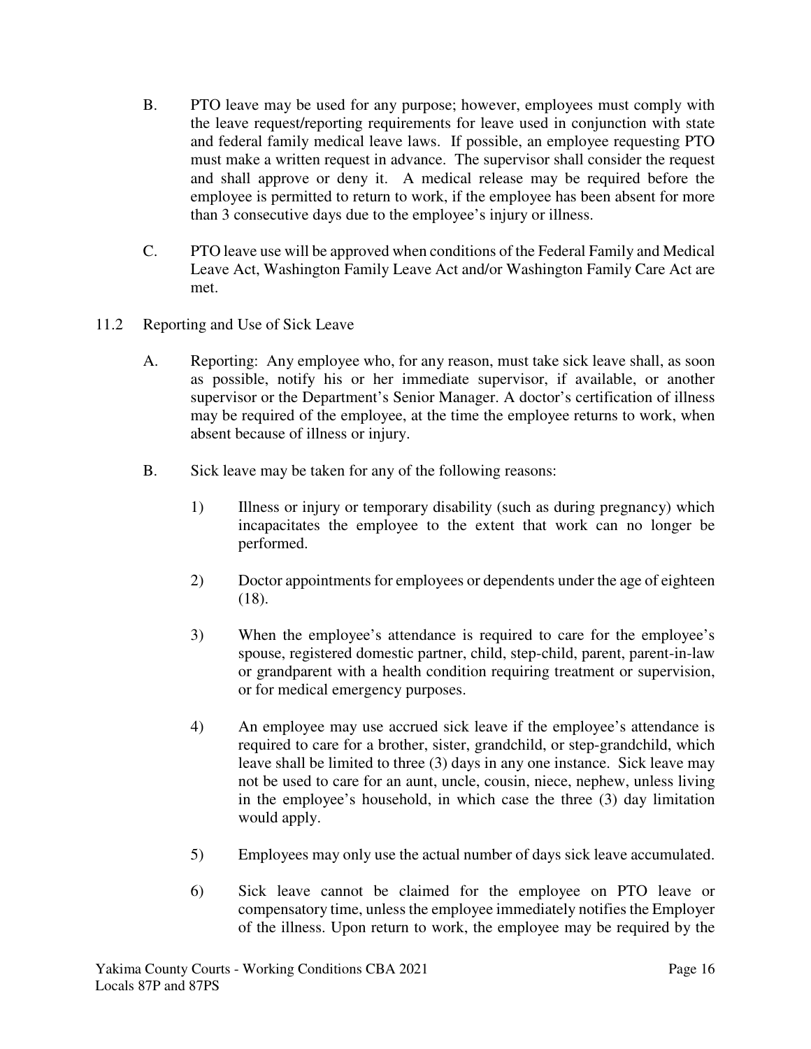B. PTO leave may be used for any purpose; however, employees must comply with the leave request/reporting requirements for leave used in conjunction with state and federal family medical leave laws. If possible, an employee requesting PTO must make a written request in advance. The supervisor shall consider the request and shall approve or deny it. A medical release may be required before the employee is permitted to return to work, if the employee has been absent for more than 3 consecutive days due to the employee's injury or illness.

C. PTO leave use will be approved when conditions of the Federal Family and Medical Leave Act, Washington Family Leave Act and/or Washington Family Care Act are met.

11.2 Reporting and Use of Sick Leave

A. Reporting: Any employee who, for any reason, must take sick leave shall, as soon as possible, notify his or her immediate supervisor, if available, or another supervisor or the Department's Senior Manager. A doctor's certification of illness may be required of the employee, at the time the employee returns to work, when absent because of illness or injury.

B. Sick leave may be taken for any of the following reasons:

1) Illness or injury or temporary disability (such as during pregnancy) which incapacitates the employee to the extent that work can no longer be performed.

2) Doctor appointments for employees or dependents under the age of eighteen (18).

3) When the employee's attendance is required to care for the employee's spouse, registered domestic partner, child, step-child, parent, parent-in-law or grandparent with a health condition requiring treatment or supervision, or for medical emergency purposes.

4) An employee may use accrued sick leave if the employee's attendance is required to care for a brother, sister, grandchild, or step-grandchild, which leave shall be limited to three (3) days in any one instance. Sick leave may not be used to care for an aunt, uncle, cousin, niece, nephew, unless living in the employee's household, in which case the three (3) day limitation would apply.

5) Employees may only use the actual number of days sick leave accumulated.

6) Sick leave cannot be claimed for the employee on PTO leave or compensatory time, unless the employee immediately notifies the Employer of the illness. Upon return to work, the employee may be required by the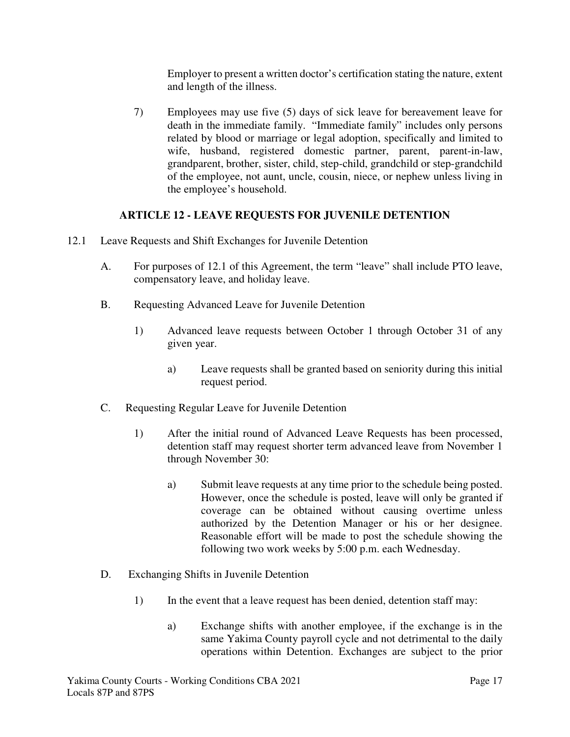Employer to present a written doctor's certification stating the nature, extent and length of the illness.

7) Employees may use five (5) days of sick leave for bereavement leave for death in the immediate family. "Immediate family" includes only persons related by blood or marriage or legal adoption, specifically and limited to wife, husband, registered domestic partner, parent, parent-in-law, grandparent, brother, sister, child, step-child, grandchild or step-grandchild of the employee, not aunt, uncle, cousin, niece, or nephew unless living in the employee's household.

## ARTICLE 12 - LEAVE REQUESTS FOR JUVENILE DETENTION

12.1 Leave Requests and Shift Exchanges for Juvenile Detention

A. For purposes of 12.1 of this Agreement, the term "leave" shall include PTO leave, compensatory leave, and holiday leave.

B. Requesting Advanced Leave for Juvenile Detention

1) Advanced leave requests between October 1 through October 31 of any given year.

a) Leave requests shall be granted based on seniority during this initial request period.

C. Requesting Regular Leave for Juvenile Detention

1) After the initial round of Advanced Leave Requests has been processed, detention staff may request shorter term advanced leave from November 1 through November 30:

a) Submit leave requests at any time prior to the schedule being posted. However, once the schedule is posted, leave will only be granted if coverage can be obtained without causing overtime unless authorized by the Detention Manager or his or her designee. Reasonable effort will be made to post the schedule showing the following two work weeks by 5:00 p.m. each Wednesday.

D. Exchanging Shifts in Juvenile Detention

1) In the event that a leave request has been denied, detention staff may:

a) Exchange shifts with another employee, if the exchange is in the same Yakima County payroll cycle and not detrimental to the daily operations within Detention. Exchanges are subject to the prior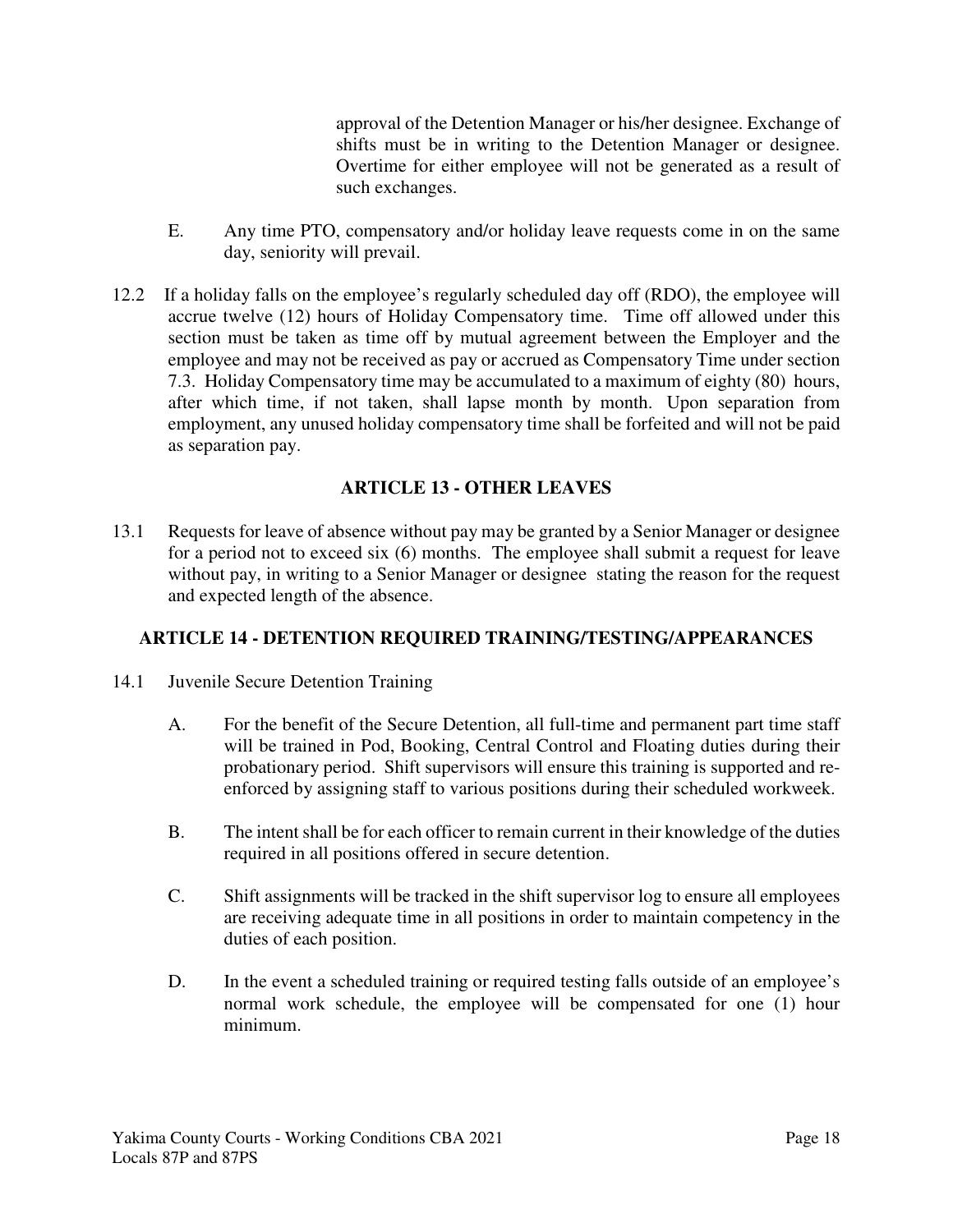approval of the Detention Manager or his/her designee. Exchange of shifts must be in writing to the Detention Manager or designee. Overtime for either employee will not be generated as a result of such exchanges.

E. Any time PTO, compensatory and/or holiday leave requests come in on the same day, seniority will prevail.

12.2 If a holiday falls on the employee's regularly scheduled day off (RDO), the employee will accrue twelve (12) hours of Holiday Compensatory time. Time off allowed under this section must be taken as time off by mutual agreement between the Employer and the employee and may not be received as pay or accrued as Compensatory Time under section 7.3. Holiday Compensatory time may be accumulated to a maximum of eighty (80) hours, after which time, if not taken, shall lapse month by month. Upon separation from employment, any unused holiday compensatory time shall be forfeited and will not be paid as separation pay.

## ARTICLE 13 - OTHER LEAVES

13.1 Requests for leave of absence without pay may be granted by a Senior Manager or designee for a period not to exceed six (6) months. The employee shall submit a request for leave without pay, in writing to a Senior Manager or designee stating the reason for the request and expected length of the absence.

## ARTICLE 14 - DETENTION REQUIRED TRAINING/TESTING/APPEARANCES

14.1 Juvenile Secure Detention Training

A. For the benefit of the Secure Detention, all full-time and permanent part time staff will be trained in Pod, Booking, Central Control and Floating duties during their probationary period. Shift supervisors will ensure this training is supported and re-enforced by assigning staff to various positions during their scheduled workweek.

B. The intent shall be for each officer to remain current in their knowledge of the duties required in all positions offered in secure detention.

C. Shift assignments will be tracked in the shift supervisor log to ensure all employees are receiving adequate time in all positions in order to maintain competency in the duties of each position.

D. In the event a scheduled training or required testing falls outside of an employee's normal work schedule, the employee will be compensated for one (1) hour minimum.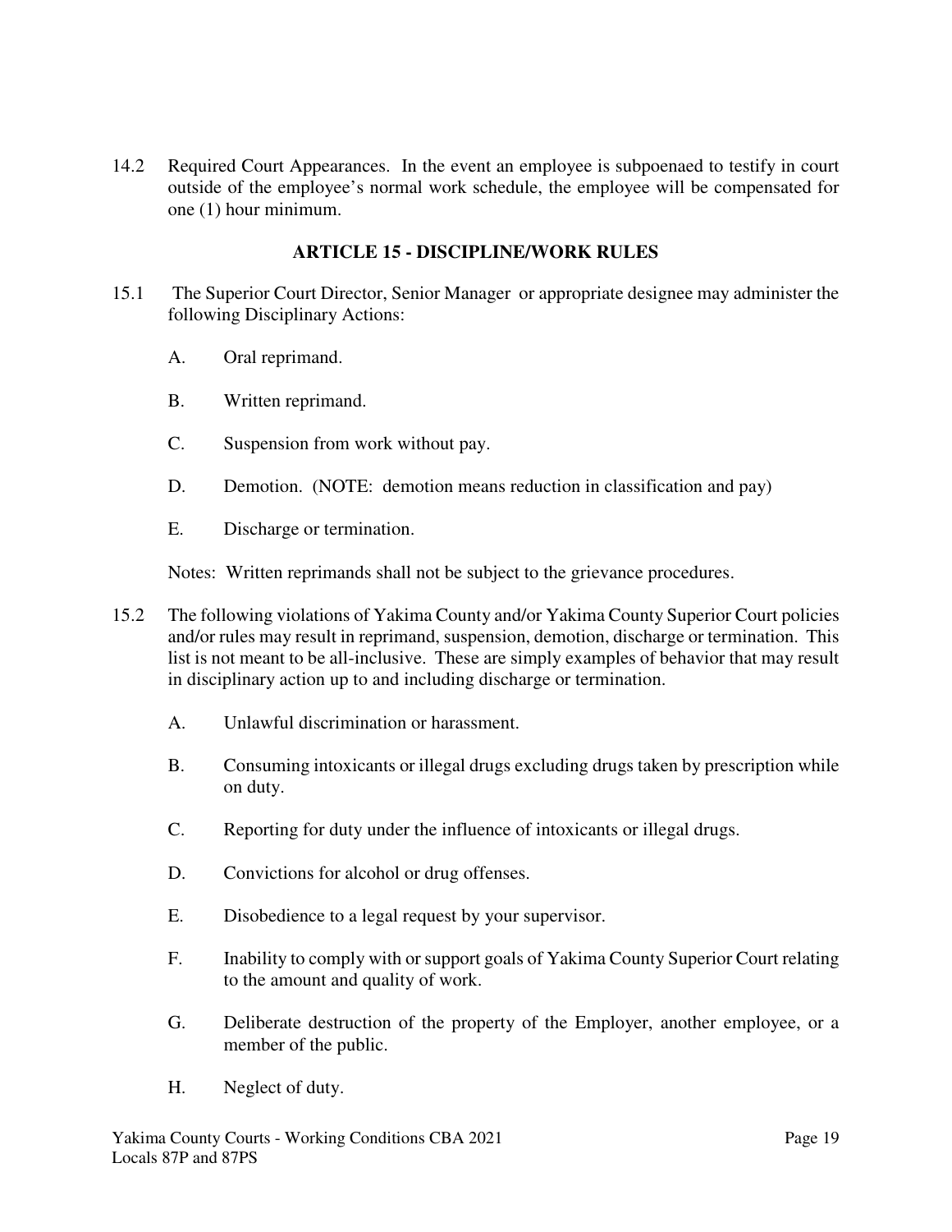14.2 Required Court Appearances. In the event an employee is subpoenaed to testify in court outside of the employee's normal work schedule, the employee will be compensated for one (1) hour minimum.

## ARTICLE 15 - DISCIPLINE/WORK RULES

15.1 The Superior Court Director, Senior Manager or appropriate designee may administer the following Disciplinary Actions:

A. Oral reprimand.

B. Written reprimand.

C. Suspension from work without pay.

D. Demotion. (NOTE: demotion means reduction in classification and pay)

E. Discharge or termination.

Notes: Written reprimands shall not be subject to the grievance procedures.

15.2 The following violations of Yakima County and/or Yakima County Superior Court policies and/or rules may result in reprimand, suspension, demotion, discharge or termination. This list is not meant to be all-inclusive. These are simply examples of behavior that may result in disciplinary action up to and including discharge or termination.

A. Unlawful discrimination or harassment.

B. Consuming intoxicants or illegal drugs excluding drugs taken by prescription while on duty.

C. Reporting for duty under the influence of intoxicants or illegal drugs.

D. Convictions for alcohol or drug offenses.

E. Disobedience to a legal request by your supervisor.

F. Inability to comply with or support goals of Yakima County Superior Court relating to the amount and quality of work.

G. Deliberate destruction of the property of the Employer, another employee, or a member of the public.

H. Neglect of duty.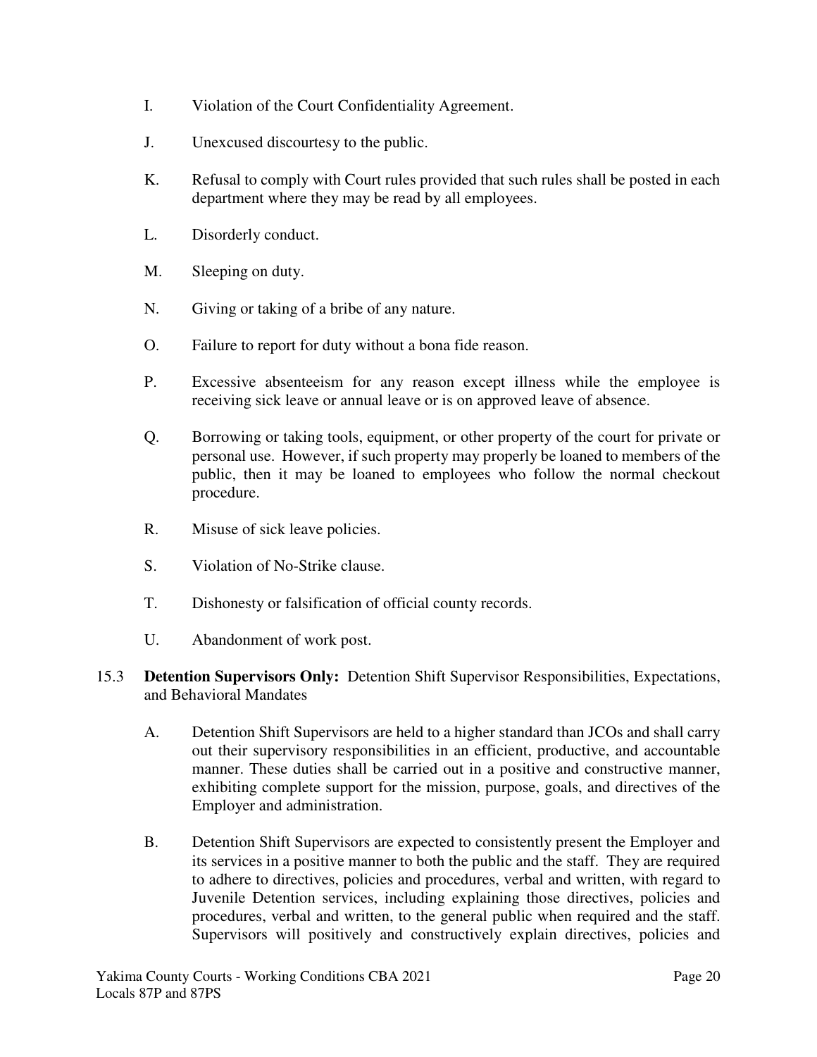I. Violation of the Court Confidentiality Agreement.

J. Unexcused discourtesy to the public.

K. Refusal to comply with Court rules provided that such rules shall be posted in each department where they may be read by all employees.

L. Disorderly conduct.

M. Sleeping on duty.

N. Giving or taking of a bribe of any nature.

O. Failure to report for duty without a bona fide reason.

P. Excessive absenteeism for any reason except illness while the employee is receiving sick leave or annual leave or is on approved leave of absence.

Q. Borrowing or taking tools, equipment, or other property of the court for private or personal use. However, if such property may properly be loaned to members of the public, then it may be loaned to employees who follow the normal checkout procedure.

R. Misuse of sick leave policies.

S. Violation of No-Strike clause.

T. Dishonesty or falsification of official county records.

U. Abandonment of work post.

15.3 **Detention Supervisors Only:** Detention Shift Supervisor Responsibilities, Expectations, and Behavioral Mandates

A. Detention Shift Supervisors are held to a higher standard than JCOs and shall carry out their supervisory responsibilities in an efficient, productive, and accountable manner. These duties shall be carried out in a positive and constructive manner, exhibiting complete support for the mission, purpose, goals, and directives of the Employer and administration.

B. Detention Shift Supervisors are expected to consistently present the Employer and its services in a positive manner to both the public and the staff. They are required to adhere to directives, policies and procedures, verbal and written, with regard to Juvenile Detention services, including explaining those directives, policies and procedures, verbal and written, to the general public when required and the staff. Supervisors will positively and constructively explain directives, policies and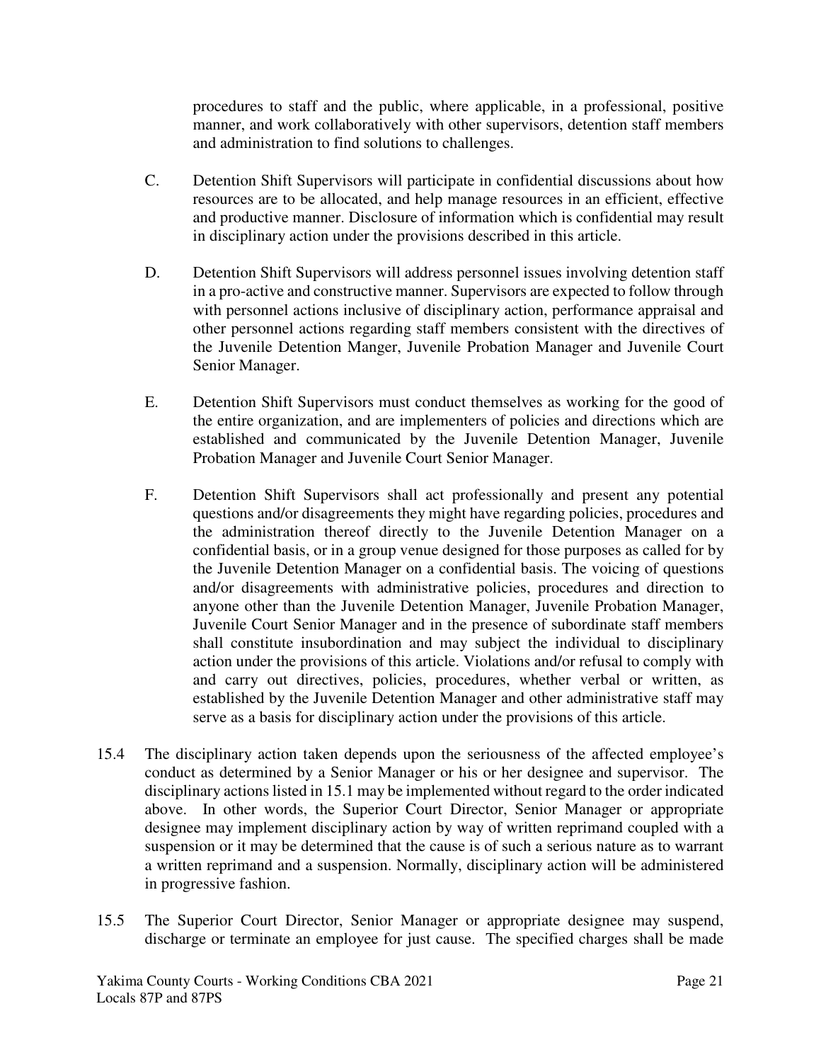procedures to staff and the public, where applicable, in a professional, positive manner, and work collaboratively with other supervisors, detention staff members and administration to find solutions to challenges.

C. Detention Shift Supervisors will participate in confidential discussions about how resources are to be allocated, and help manage resources in an efficient, effective and productive manner. Disclosure of information which is confidential may result in disciplinary action under the provisions described in this article.

D. Detention Shift Supervisors will address personnel issues involving detention staff in a pro-active and constructive manner. Supervisors are expected to follow through with personnel actions inclusive of disciplinary action, performance appraisal and other personnel actions regarding staff members consistent with the directives of the Juvenile Detention Manger, Juvenile Probation Manager and Juvenile Court Senior Manager.

E. Detention Shift Supervisors must conduct themselves as working for the good of the entire organization, and are implementers of policies and directions which are established and communicated by the Juvenile Detention Manager, Juvenile Probation Manager and Juvenile Court Senior Manager.

F. Detention Shift Supervisors shall act professionally and present any potential questions and/or disagreements they might have regarding policies, procedures and the administration thereof directly to the Juvenile Detention Manager on a confidential basis, or in a group venue designed for those purposes as called for by the Juvenile Detention Manager on a confidential basis. The voicing of questions and/or disagreements with administrative policies, procedures and direction to anyone other than the Juvenile Detention Manager, Juvenile Probation Manager, Juvenile Court Senior Manager and in the presence of subordinate staff members shall constitute insubordination and may subject the individual to disciplinary action under the provisions of this article. Violations and/or refusal to comply with and carry out directives, policies, procedures, whether verbal or written, as established by the Juvenile Detention Manager and other administrative staff may serve as a basis for disciplinary action under the provisions of this article.

15.4 The disciplinary action taken depends upon the seriousness of the affected employee's conduct as determined by a Senior Manager or his or her designee and supervisor. The disciplinary actions listed in 15.1 may be implemented without regard to the order indicated above. In other words, the Superior Court Director, Senior Manager or appropriate designee may implement disciplinary action by way of written reprimand coupled with a suspension or it may be determined that the cause is of such a serious nature as to warrant a written reprimand and a suspension. Normally, disciplinary action will be administered in progressive fashion.

15.5 The Superior Court Director, Senior Manager or appropriate designee may suspend, discharge or terminate an employee for just cause. The specified charges shall be made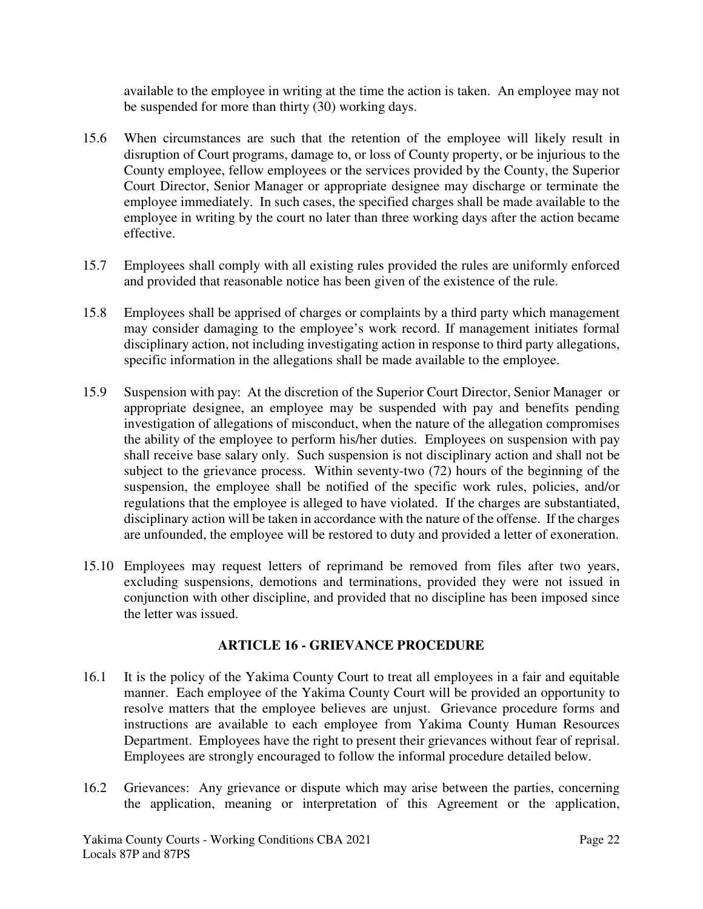available to the employee in writing at the time the action is taken. An employee may not be suspended for more than thirty (30) working days.

15.6 When circumstances are such that the retention of the employee will likely result in disruption of Court programs, damage to, or loss of County property, or be injurious to the County employee, fellow employees or the services provided by the County, the Superior Court Director, Senior Manager or appropriate designee may discharge or terminate the employee immediately. In such cases, the specified charges shall be made available to the employee in writing by the court no later than three working days after the action became effective.

15.7 Employees shall comply with all existing rules provided the rules are uniformly enforced and provided that reasonable notice has been given of the existence of the rule.

15.8 Employees shall be apprised of charges or complaints by a third party which management may consider damaging to the employee's work record. If management initiates formal disciplinary action, not including investigating action in response to third party allegations, specific information in the allegations shall be made available to the employee.

15.9 Suspension with pay: At the discretion of the Superior Court Director, Senior Manager or appropriate designee, an employee may be suspended with pay and benefits pending investigation of allegations of misconduct, when the nature of the allegation compromises the ability of the employee to perform his/her duties. Employees on suspension with pay shall receive base salary only. Such suspension is not disciplinary action and shall not be subject to the grievance process. Within seventy-two (72) hours of the beginning of the suspension, the employee shall be notified of the specific work rules, policies, and/or regulations that the employee is alleged to have violated. If the charges are substantiated, disciplinary action will be taken in accordance with the nature of the offense. If the charges are unfounded, the employee will be restored to duty and provided a letter of exoneration.

15.10 Employees may request letters of reprimand be removed from files after two years, excluding suspensions, demotions and terminations, provided they were not issued in conjunction with other discipline, and provided that no discipline has been imposed since the letter was issued.

## ARTICLE 16 - GRIEVANCE PROCEDURE

16.1 It is the policy of the Yakima County Court to treat all employees in a fair and equitable manner. Each employee of the Yakima County Court will be provided an opportunity to resolve matters that the employee believes are unjust. Grievance procedure forms and instructions are available to each employee from Yakima County Human Resources Department. Employees have the right to present their grievances without fear of reprisal. Employees are strongly encouraged to follow the informal procedure detailed below.

16.2 Grievances: Any grievance or dispute which may arise between the parties, concerning the application, meaning or interpretation of this Agreement or the application,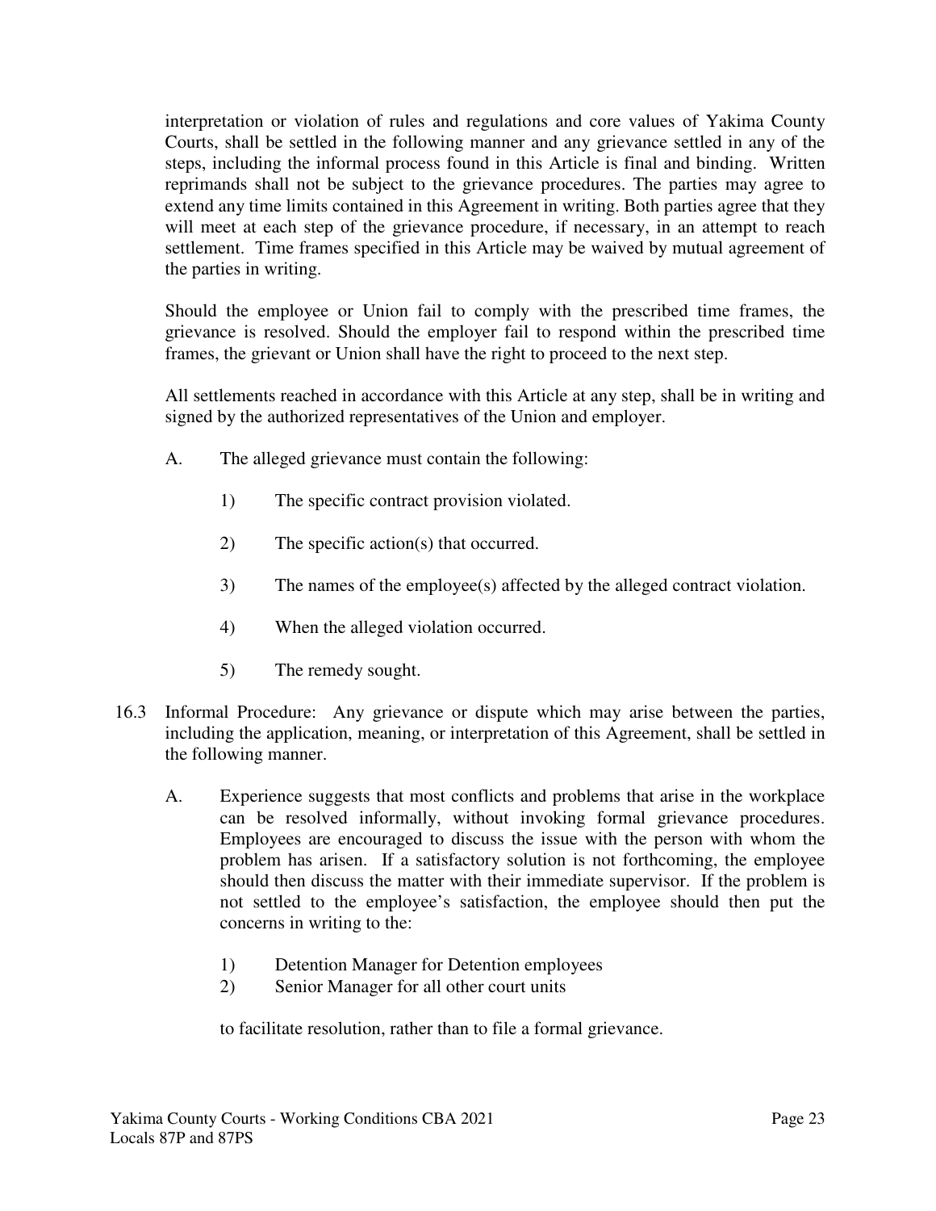interpretation or violation of rules and regulations and core values of Yakima County Courts, shall be settled in the following manner and any grievance settled in any of the steps, including the informal process found in this Article is final and binding. Written reprimands shall not be subject to the grievance procedures. The parties may agree to extend any time limits contained in this Agreement in writing. Both parties agree that they will meet at each step of the grievance procedure, if necessary, in an attempt to reach settlement. Time frames specified in this Article may be waived by mutual agreement of the parties in writing.

Should the employee or Union fail to comply with the prescribed time frames, the grievance is resolved. Should the employer fail to respond within the prescribed time frames, the grievant or Union shall have the right to proceed to the next step.

All settlements reached in accordance with this Article at any step, shall be in writing and signed by the authorized representatives of the Union and employer.

A. The alleged grievance must contain the following:

   1) The specific contract provision violated.

   2) The specific action(s) that occurred.

   3) The names of the employee(s) affected by the alleged contract violation.

   4) When the alleged violation occurred.

   5) The remedy sought.

16.3 Informal Procedure: Any grievance or dispute which may arise between the parties, including the application, meaning, or interpretation of this Agreement, shall be settled in the following manner.

A. Experience suggests that most conflicts and problems that arise in the workplace can be resolved informally, without invoking formal grievance procedures. Employees are encouraged to discuss the issue with the person with whom the problem has arisen. If a satisfactory solution is not forthcoming, the employee should then discuss the matter with their immediate supervisor. If the problem is not settled to the employee's satisfaction, the employee should then put the concerns in writing to the:

   1) Detention Manager for Detention employees
   2) Senior Manager for all other court units

   to facilitate resolution, rather than to file a formal grievance.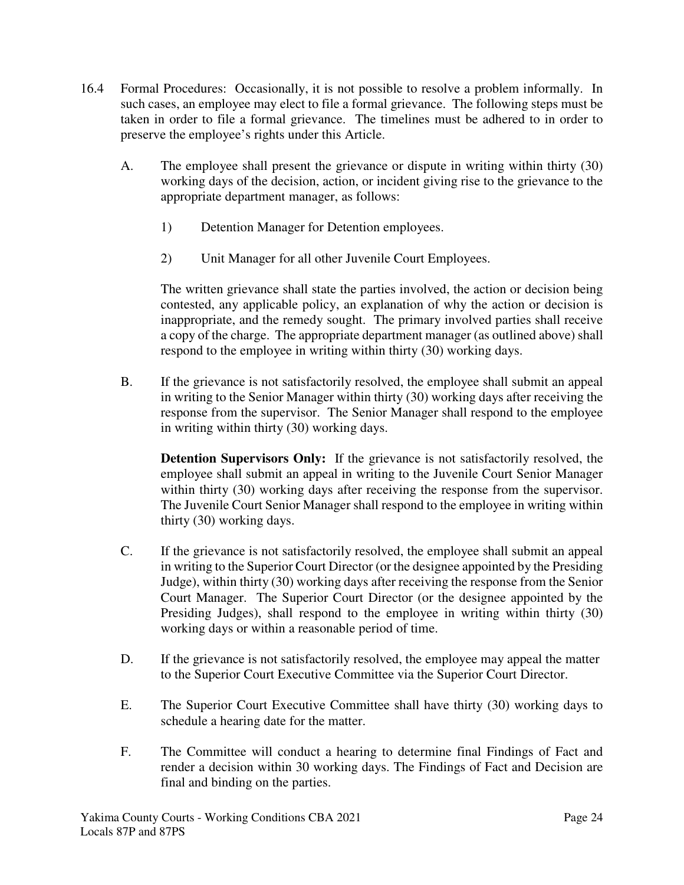16.4 Formal Procedures: Occasionally, it is not possible to resolve a problem informally. In such cases, an employee may elect to file a formal grievance. The following steps must be taken in order to file a formal grievance. The timelines must be adhered to in order to preserve the employee's rights under this Article.

A. The employee shall present the grievance or dispute in writing within thirty (30) working days of the decision, action, or incident giving rise to the grievance to the appropriate department manager, as follows:

1) Detention Manager for Detention employees.

2) Unit Manager for all other Juvenile Court Employees.

The written grievance shall state the parties involved, the action or decision being contested, any applicable policy, an explanation of why the action or decision is inappropriate, and the remedy sought. The primary involved parties shall receive a copy of the charge. The appropriate department manager (as outlined above) shall respond to the employee in writing within thirty (30) working days.

B. If the grievance is not satisfactorily resolved, the employee shall submit an appeal in writing to the Senior Manager within thirty (30) working days after receiving the response from the supervisor. The Senior Manager shall respond to the employee in writing within thirty (30) working days.

**Detention Supervisors Only:** If the grievance is not satisfactorily resolved, the employee shall submit an appeal in writing to the Juvenile Court Senior Manager within thirty (30) working days after receiving the response from the supervisor. The Juvenile Court Senior Manager shall respond to the employee in writing within thirty (30) working days.

C. If the grievance is not satisfactorily resolved, the employee shall submit an appeal in writing to the Superior Court Director (or the designee appointed by the Presiding Judge), within thirty (30) working days after receiving the response from the Senior Court Manager. The Superior Court Director (or the designee appointed by the Presiding Judges), shall respond to the employee in writing within thirty (30) working days or within a reasonable period of time.

D. If the grievance is not satisfactorily resolved, the employee may appeal the matter to the Superior Court Executive Committee via the Superior Court Director.

E. The Superior Court Executive Committee shall have thirty (30) working days to schedule a hearing date for the matter.

F. The Committee will conduct a hearing to determine final Findings of Fact and render a decision within 30 working days. The Findings of Fact and Decision are final and binding on the parties.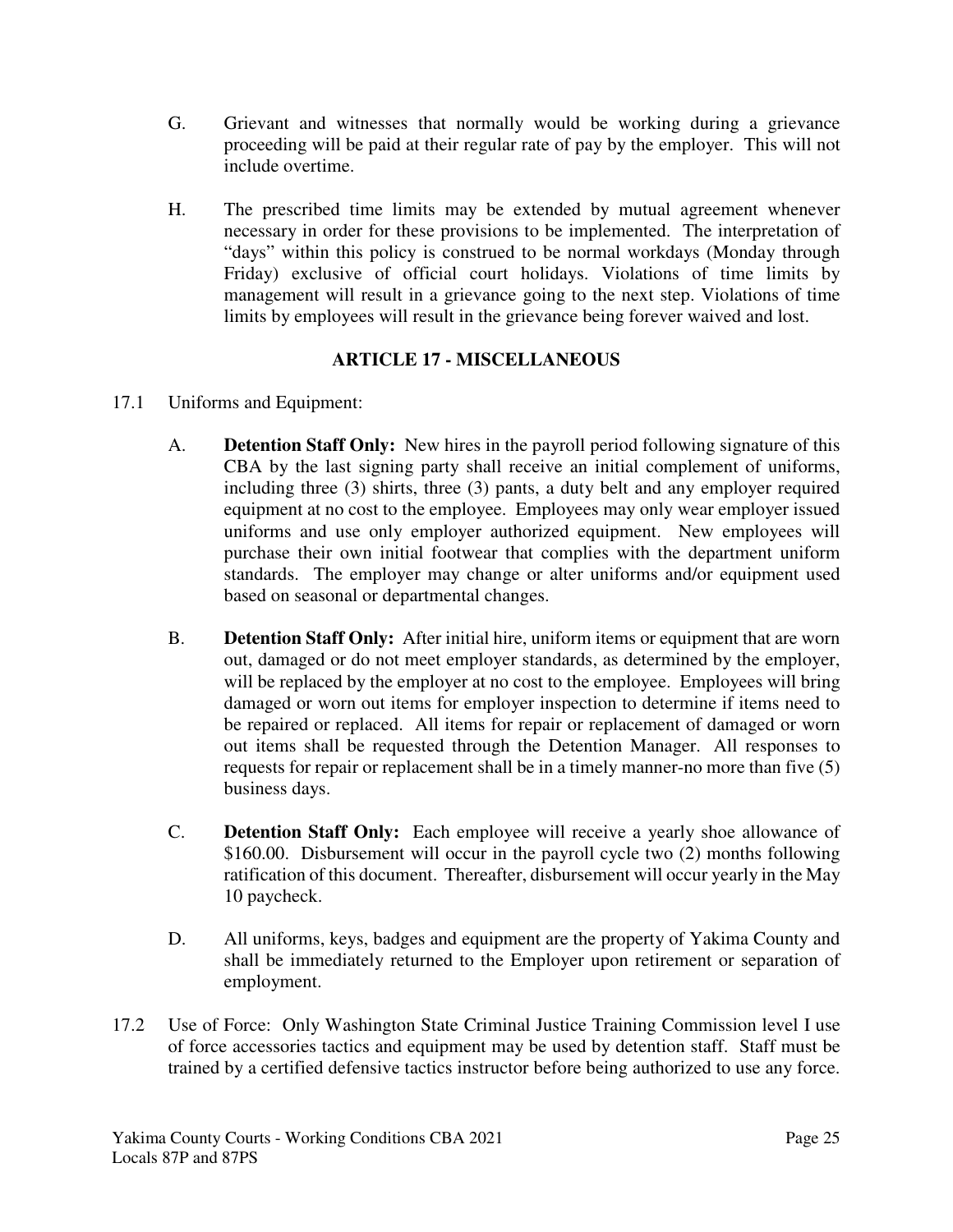G. Grievant and witnesses that normally would be working during a grievance proceeding will be paid at their regular rate of pay by the employer. This will not include overtime.

H. The prescribed time limits may be extended by mutual agreement whenever necessary in order for these provisions to be implemented. The interpretation of "days" within this policy is construed to be normal workdays (Monday through Friday) exclusive of official court holidays. Violations of time limits by management will result in a grievance going to the next step. Violations of time limits by employees will result in the grievance being forever waived and lost.

## ARTICLE 17 - MISCELLANEOUS

17.1 Uniforms and Equipment:

A. **Detention Staff Only:** New hires in the payroll period following signature of this CBA by the last signing party shall receive an initial complement of uniforms, including three (3) shirts, three (3) pants, a duty belt and any employer required equipment at no cost to the employee. Employees may only wear employer issued uniforms and use only employer authorized equipment. New employees will purchase their own initial footwear that complies with the department uniform standards. The employer may change or alter uniforms and/or equipment used based on seasonal or departmental changes.

B. **Detention Staff Only:** After initial hire, uniform items or equipment that are worn out, damaged or do not meet employer standards, as determined by the employer, will be replaced by the employer at no cost to the employee. Employees will bring damaged or worn out items for employer inspection to determine if items need to be repaired or replaced. All items for repair or replacement of damaged or worn out items shall be requested through the Detention Manager. All responses to requests for repair or replacement shall be in a timely manner-no more than five (5) business days.

C. **Detention Staff Only:** Each employee will receive a yearly shoe allowance of $160.00. Disbursement will occur in the payroll cycle two (2) months following ratification of this document. Thereafter, disbursement will occur yearly in the May 10 paycheck.

D. All uniforms, keys, badges and equipment are the property of Yakima County and shall be immediately returned to the Employer upon retirement or separation of employment.

17.2 Use of Force: Only Washington State Criminal Justice Training Commission level I use of force accessories tactics and equipment may be used by detention staff. Staff must be trained by a certified defensive tactics instructor before being authorized to use any force.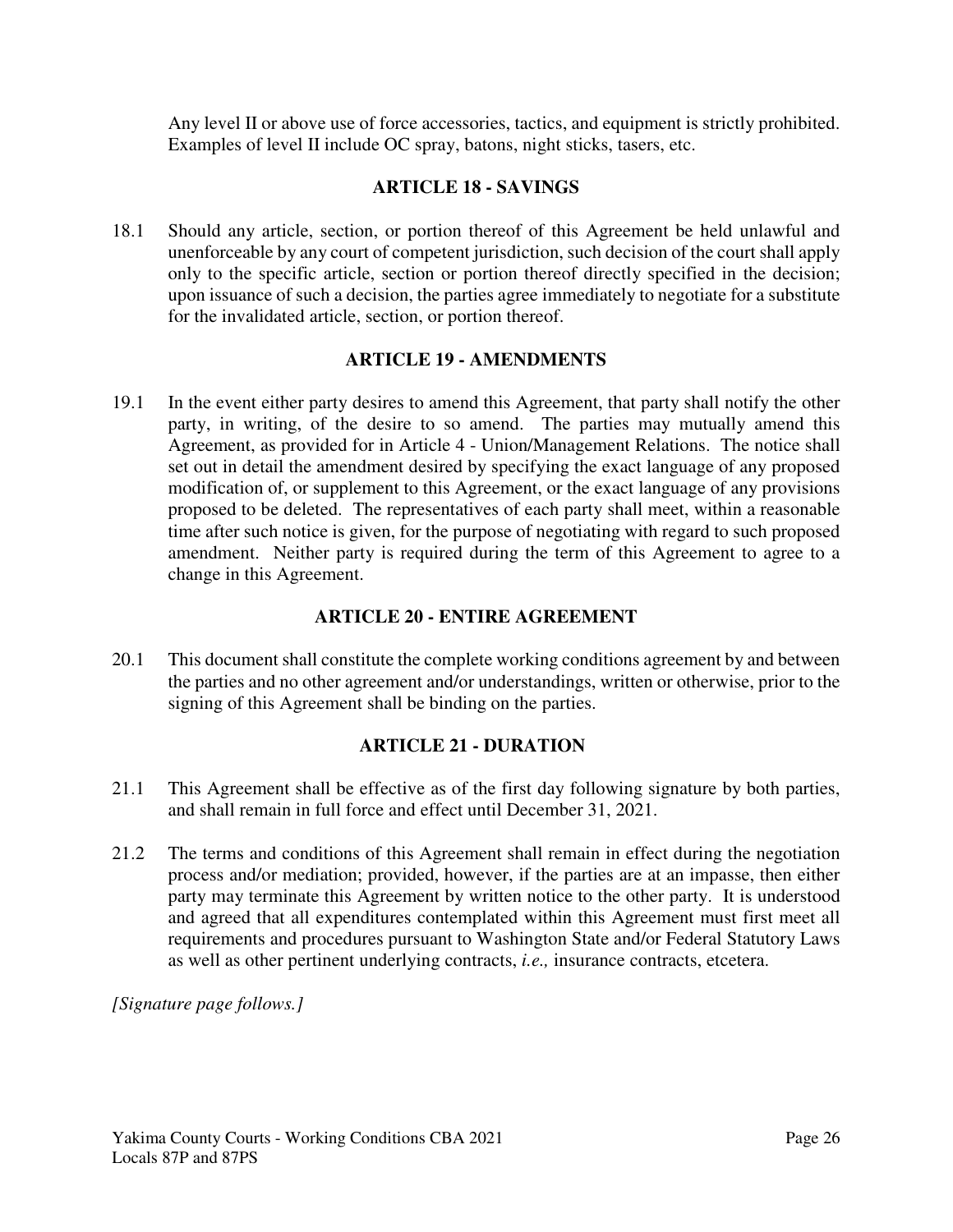Any level II or above use of force accessories, tactics, and equipment is strictly prohibited. Examples of level II include OC spray, batons, night sticks, tasers, etc.

## ARTICLE 18 - SAVINGS

18.1 Should any article, section, or portion thereof of this Agreement be held unlawful and unenforceable by any court of competent jurisdiction, such decision of the court shall apply only to the specific article, section or portion thereof directly specified in the decision; upon issuance of such a decision, the parties agree immediately to negotiate for a substitute for the invalidated article, section, or portion thereof.

## ARTICLE 19 - AMENDMENTS

19.1 In the event either party desires to amend this Agreement, that party shall notify the other party, in writing, of the desire to so amend. The parties may mutually amend this Agreement, as provided for in Article 4 - Union/Management Relations. The notice shall set out in detail the amendment desired by specifying the exact language of any proposed modification of, or supplement to this Agreement, or the exact language of any provisions proposed to be deleted. The representatives of each party shall meet, within a reasonable time after such notice is given, for the purpose of negotiating with regard to such proposed amendment. Neither party is required during the term of this Agreement to agree to a change in this Agreement.

## ARTICLE 20 - ENTIRE AGREEMENT

20.1 This document shall constitute the complete working conditions agreement by and between the parties and no other agreement and/or understandings, written or otherwise, prior to the signing of this Agreement shall be binding on the parties.

## ARTICLE 21 - DURATION

21.1 This Agreement shall be effective as of the first day following signature by both parties, and shall remain in full force and effect until December 31, 2021.

21.2 The terms and conditions of this Agreement shall remain in effect during the negotiation process and/or mediation; provided, however, if the parties are at an impasse, then either party may terminate this Agreement by written notice to the other party. It is understood and agreed that all expenditures contemplated within this Agreement must first meet all requirements and procedures pursuant to Washington State and/or Federal Statutory Laws as well as other pertinent underlying contracts, *i.e.,* insurance contracts, etcetera.

*[Signature page follows.]*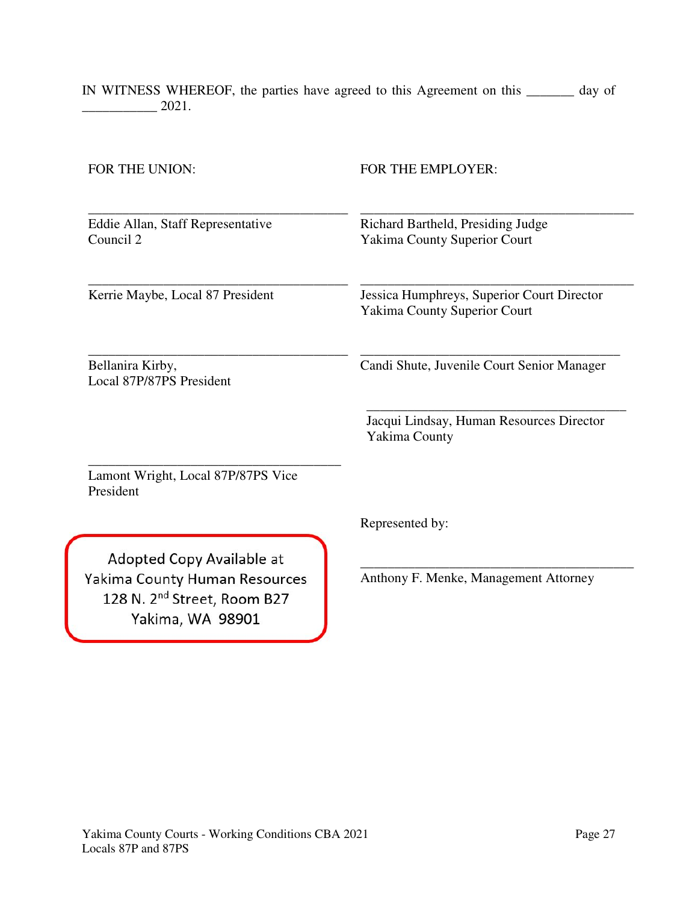IN WITNESS WHEREOF, the parties have agreed to this Agreement on this _______ day of ___________ 2021.

FOR THE UNION:

_______________________________________

Eddie Allan, Staff Representative
Council 2

_______________________________________

Kerrie Maybe, Local 87 President

_______________________________________

Bellanira Kirby,
Local 87P/87PS President

_______________________________________

Lamont Wright, Local 87P/87PS Vice President

Adopted Copy Available at
Yakima County Human Resources
128 N. 2nd Street, Room B27
Yakima, WA 98901

FOR THE EMPLOYER:

_______________________________________

Richard Bartheld, Presiding Judge
Yakima County Superior Court

_______________________________________

Jessica Humphreys, Superior Court Director
Yakima County Superior Court

_______________________________________

Candi Shute, Juvenile Court Senior Manager

_______________________________________

Jacqui Lindsay, Human Resources Director
Yakima County

Represented by:

_______________________________________

Anthony F. Menke, Management Attorney